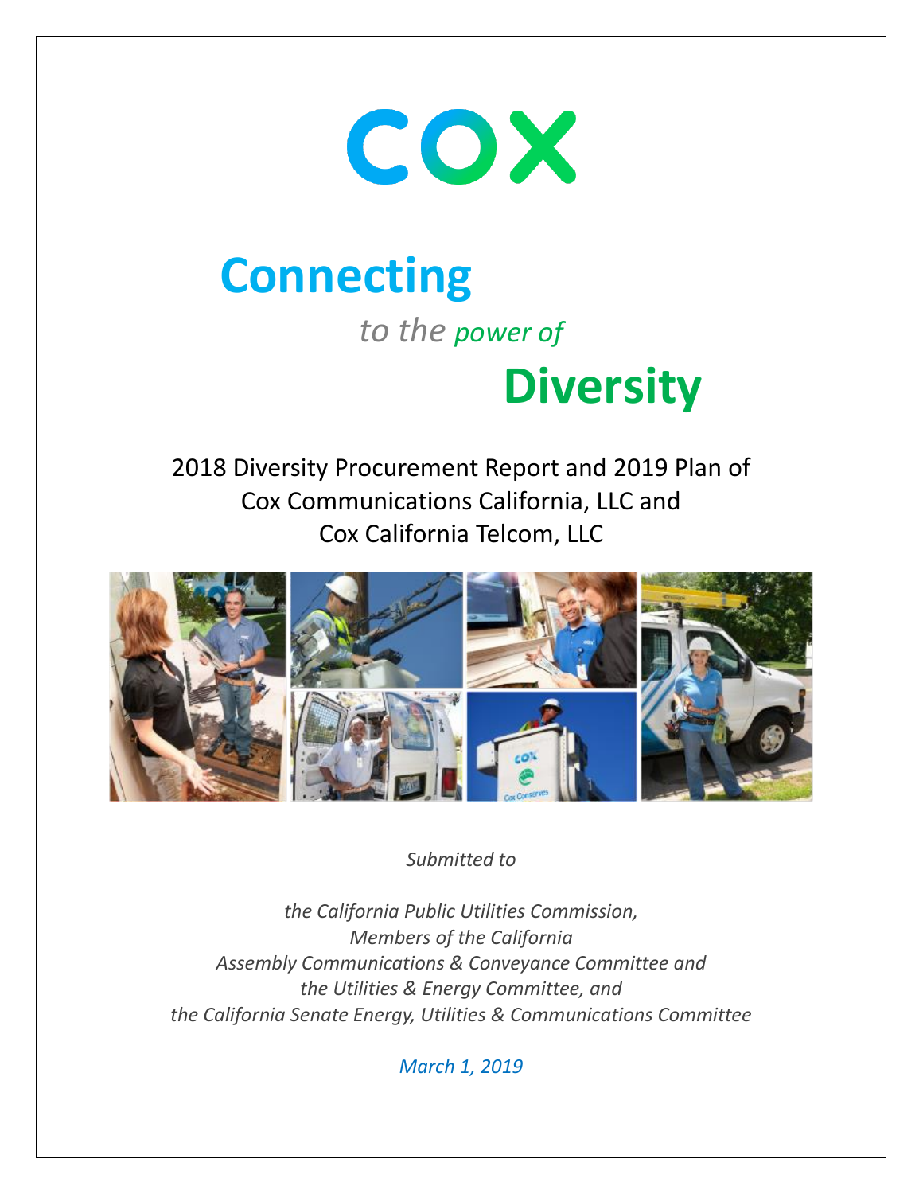# COX

# Connecting

*to the power of*

# Diversity

2018 Diversity Procurement Report and 2019 Plan of
Cox Communications California, LLC and
Cox California Telcom, LLC

*Submitted to*

*the California Public Utilities Commission,*
*Members of the California*
*Assembly Communications & Conveyance Committee and*
*the Utilities & Energy Committee, and*
*the California Senate Energy, Utilities & Communications Committee*

*March 1, 2019*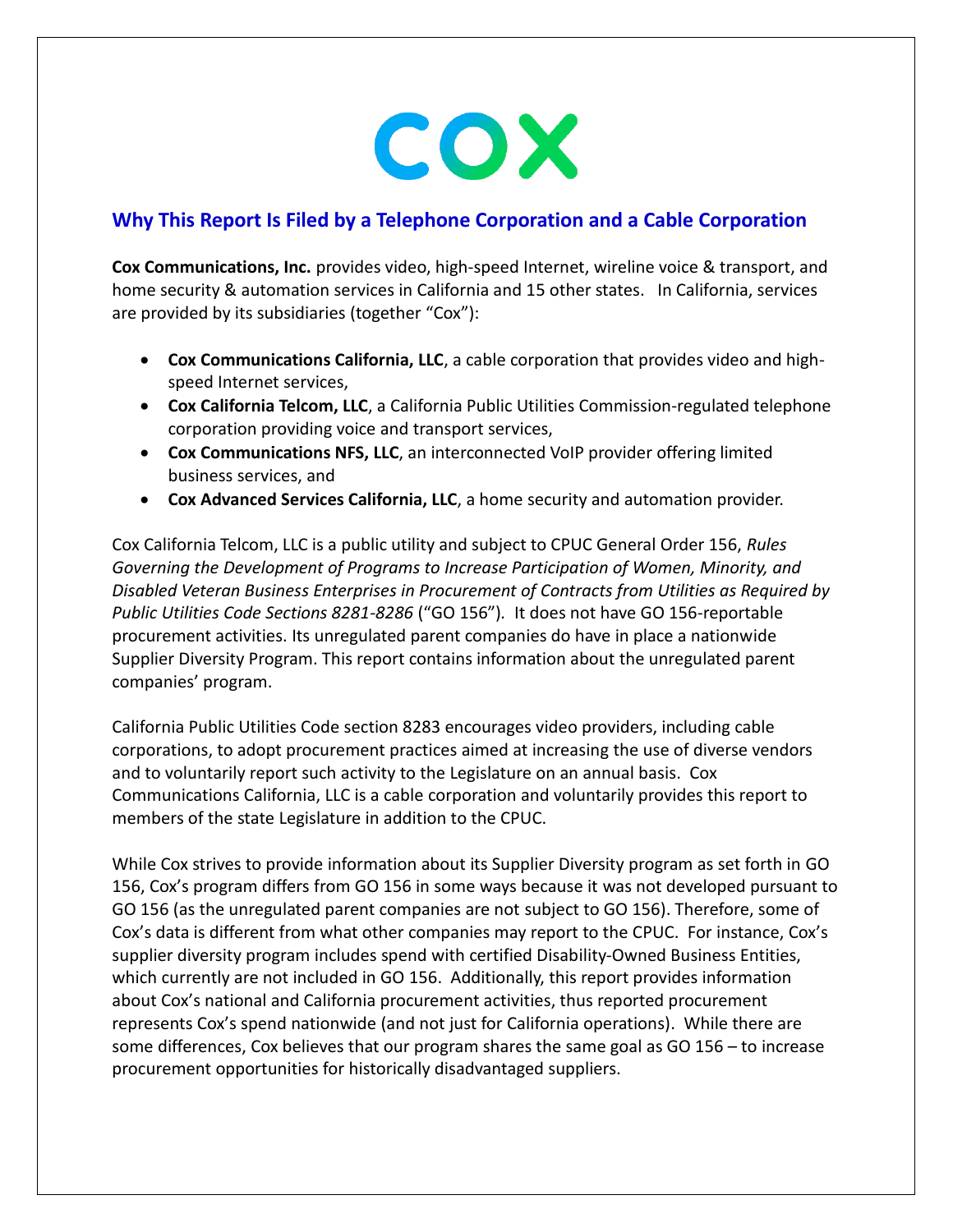## Why This Report Is Filed by a Telephone Corporation and a Cable Corporation

**Cox Communications, Inc.** provides video, high-speed Internet, wireline voice & transport, and home security & automation services in California and 15 other states. In California, services are provided by its subsidiaries (together "Cox"):

- **Cox Communications California, LLC**, a cable corporation that provides video and high-speed Internet services,
- **Cox California Telcom, LLC**, a California Public Utilities Commission-regulated telephone corporation providing voice and transport services,
- **Cox Communications NFS, LLC**, an interconnected VoIP provider offering limited business services, and
- **Cox Advanced Services California, LLC**, a home security and automation provider.

Cox California Telcom, LLC is a public utility and subject to CPUC General Order 156, *Rules Governing the Development of Programs to Increase Participation of Women, Minority, and Disabled Veteran Business Enterprises in Procurement of Contracts from Utilities as Required by Public Utilities Code Sections 8281-8286* ("GO 156"). It does not have GO 156-reportable procurement activities. Its unregulated parent companies do have in place a nationwide Supplier Diversity Program. This report contains information about the unregulated parent companies' program.

California Public Utilities Code section 8283 encourages video providers, including cable corporations, to adopt procurement practices aimed at increasing the use of diverse vendors and to voluntarily report such activity to the Legislature on an annual basis. Cox Communications California, LLC is a cable corporation and voluntarily provides this report to members of the state Legislature in addition to the CPUC.

While Cox strives to provide information about its Supplier Diversity program as set forth in GO 156, Cox's program differs from GO 156 in some ways because it was not developed pursuant to GO 156 (as the unregulated parent companies are not subject to GO 156). Therefore, some of Cox's data is different from what other companies may report to the CPUC. For instance, Cox's supplier diversity program includes spend with certified Disability-Owned Business Entities, which currently are not included in GO 156. Additionally, this report provides information about Cox's national and California procurement activities, thus reported procurement represents Cox's spend nationwide (and not just for California operations). While there are some differences, Cox believes that our program shares the same goal as GO 156 – to increase procurement opportunities for historically disadvantaged suppliers.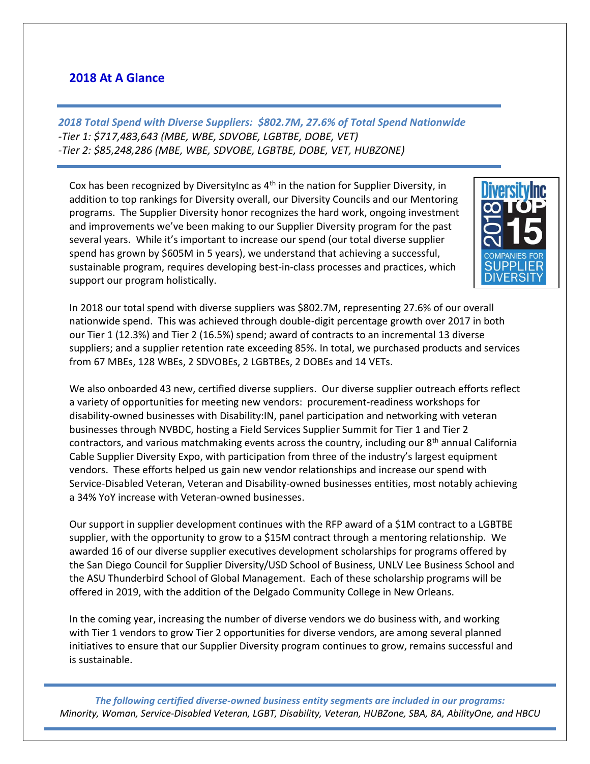## 2018 At A Glance

***2018 Total Spend with Diverse Suppliers: $802.7M, 27.6% of Total Spend Nationwide***
*-Tier 1: $717,483,643 (MBE, WBE, SDVOBE, LGBTBE, DOBE, VET)*
*-Tier 2: $85,248,286 (MBE, WBE, SDVOBE, LGBTBE, DOBE, VET, HUBZONE)*

Cox has been recognized by DiversityInc as 4th in the nation for Supplier Diversity, in addition to top rankings for Diversity overall, our Diversity Councils and our Mentoring programs. The Supplier Diversity honor recognizes the hard work, ongoing investment and improvements we've been making to our Supplier Diversity program for the past several years. While it's important to increase our spend (our total diverse supplier spend has grown by $605M in 5 years), we understand that achieving a successful, sustainable program, requires developing best-in-class processes and practices, which support our program holistically.

DiversityInc 2018 TOP 15 COMPANIES FOR SUPPLIER DIVERSITY

In 2018 our total spend with diverse suppliers was $802.7M, representing 27.6% of our overall nationwide spend. This was achieved through double-digit percentage growth over 2017 in both our Tier 1 (12.3%) and Tier 2 (16.5%) spend; award of contracts to an incremental 13 diverse suppliers; and a supplier retention rate exceeding 85%. In total, we purchased products and services from 67 MBEs, 128 WBEs, 2 SDVOBEs, 2 LGBTBEs, 2 DOBEs and 14 VETs.

We also onboarded 43 new, certified diverse suppliers. Our diverse supplier outreach efforts reflect a variety of opportunities for meeting new vendors: procurement-readiness workshops for disability-owned businesses with Disability:IN, panel participation and networking with veteran businesses through NVBDC, hosting a Field Services Supplier Summit for Tier 1 and Tier 2 contractors, and various matchmaking events across the country, including our 8th annual California Cable Supplier Diversity Expo, with participation from three of the industry's largest equipment vendors. These efforts helped us gain new vendor relationships and increase our spend with Service-Disabled Veteran, Veteran and Disability-owned businesses entities, most notably achieving a 34% YoY increase with Veteran-owned businesses.

Our support in supplier development continues with the RFP award of a $1M contract to a LGBTBE supplier, with the opportunity to grow to a $15M contract through a mentoring relationship. We awarded 16 of our diverse supplier executives development scholarships for programs offered by the San Diego Council for Supplier Diversity/USD School of Business, UNLV Lee Business School and the ASU Thunderbird School of Global Management. Each of these scholarship programs will be offered in 2019, with the addition of the Delgado Community College in New Orleans.

In the coming year, increasing the number of diverse vendors we do business with, and working with Tier 1 vendors to grow Tier 2 opportunities for diverse vendors, are among several planned initiatives to ensure that our Supplier Diversity program continues to grow, remains successful and is sustainable.

***The following certified diverse-owned business entity segments are included in our programs:***
*Minority, Woman, Service-Disabled Veteran, LGBT, Disability, Veteran, HUBZone, SBA, 8A, AbilityOne, and HBCU*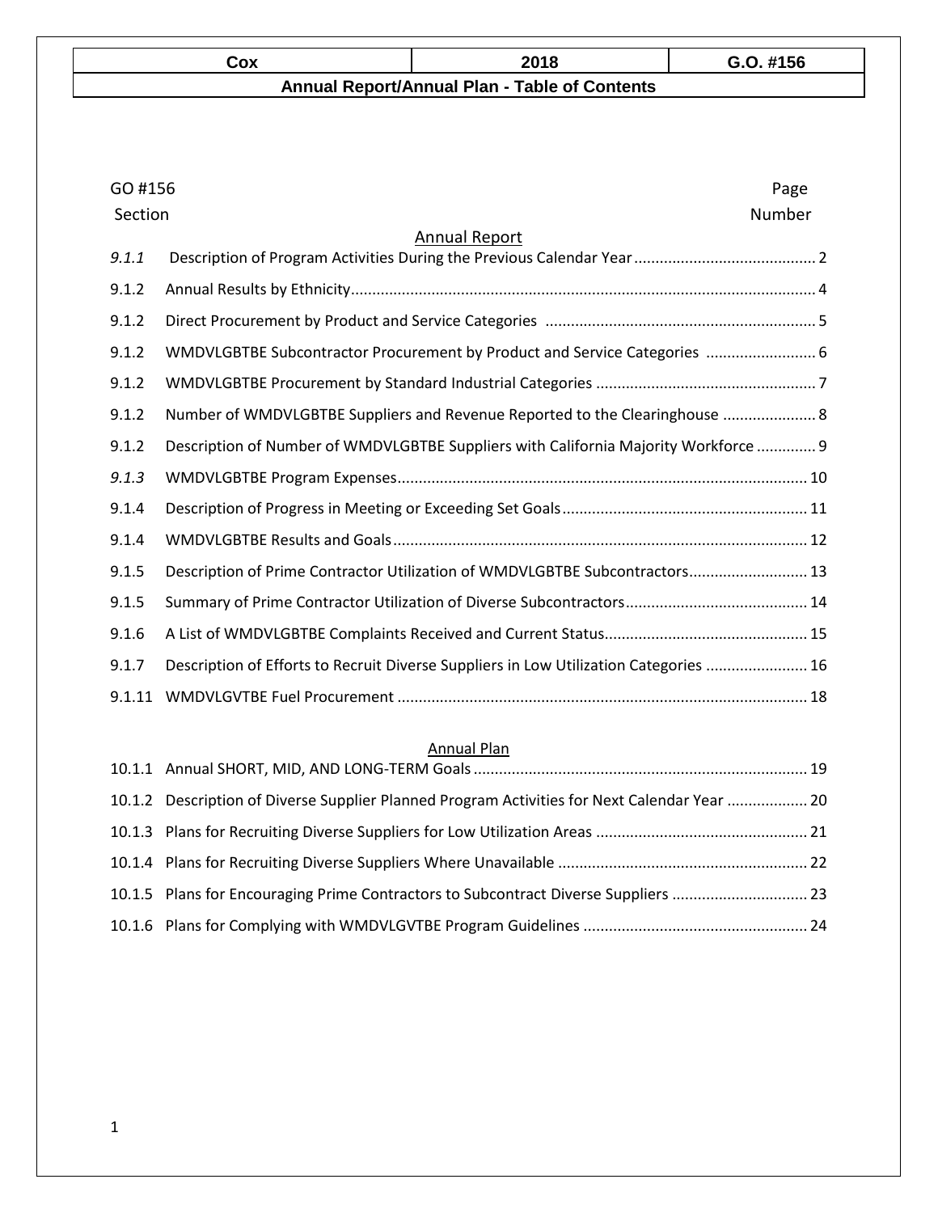| Cox | 2018 | G.O. #156 |
|---|---|---|
| **Annual Report/Annual Plan - Table of Contents** | | |

| GO #156 Section | | Page Number |
|---|---|---|
| | **Annual Report** | |
| *9.1.1* | Description of Program Activities During the Previous Calendar Year | 2 |
| 9.1.2 | Annual Results by Ethnicity | 4 |
| 9.1.2 | Direct Procurement by Product and Service Categories | 5 |
| 9.1.2 | WMDVLGBTBE Subcontractor Procurement by Product and Service Categories | 6 |
| 9.1.2 | WMDVLGBTBE Procurement by Standard Industrial Categories | 7 |
| 9.1.2 | Number of WMDVLGBTBE Suppliers and Revenue Reported to the Clearinghouse | 8 |
| 9.1.2 | Description of Number of WMDVLGBTBE Suppliers with California Majority Workforce | 9 |
| *9.1.3* | WMDVLGBTBE Program Expenses | 10 |
| 9.1.4 | Description of Progress in Meeting or Exceeding Set Goals | 11 |
| 9.1.4 | WMDVLGBTBE Results and Goals | 12 |
| 9.1.5 | Description of Prime Contractor Utilization of WMDVLGBTBE Subcontractors | 13 |
| 9.1.5 | Summary of Prime Contractor Utilization of Diverse Subcontractors | 14 |
| 9.1.6 | A List of WMDVLGBTBE Complaints Received and Current Status | 15 |
| 9.1.7 | Description of Efforts to Recruit Diverse Suppliers in Low Utilization Categories | 16 |
| 9.1.11 | WMDVLGVTBE Fuel Procurement | 18 |
| | **Annual Plan** | |
| 10.1.1 | Annual SHORT, MID, AND LONG-TERM Goals | 19 |
| 10.1.2 | Description of Diverse Supplier Planned Program Activities for Next Calendar Year | 20 |
| 10.1.3 | Plans for Recruiting Diverse Suppliers for Low Utilization Areas | 21 |
| 10.1.4 | Plans for Recruiting Diverse Suppliers Where Unavailable | 22 |
| 10.1.5 | Plans for Encouraging Prime Contractors to Subcontract Diverse Suppliers | 23 |
| 10.1.6 | Plans for Complying with WMDVLGVTBE Program Guidelines | 24 |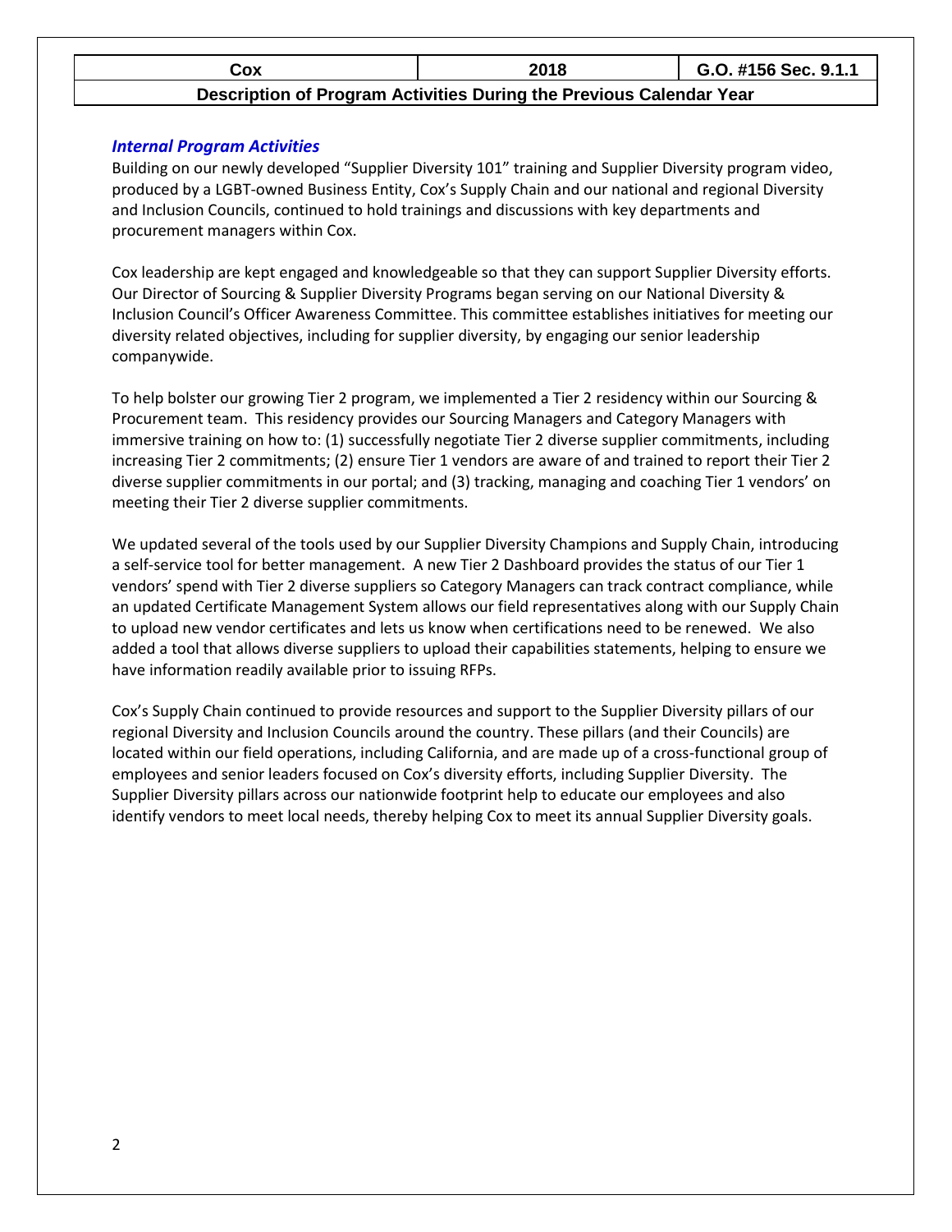| Cox | 2018 | G.O. #156 Sec. 9.1.1 |
|---|---|---|
| Description of Program Activities During the Previous Calendar Year | | |

### *Internal Program Activities*

Building on our newly developed "Supplier Diversity 101" training and Supplier Diversity program video, produced by a LGBT-owned Business Entity, Cox's Supply Chain and our national and regional Diversity and Inclusion Councils, continued to hold trainings and discussions with key departments and procurement managers within Cox.

Cox leadership are kept engaged and knowledgeable so that they can support Supplier Diversity efforts. Our Director of Sourcing & Supplier Diversity Programs began serving on our National Diversity & Inclusion Council's Officer Awareness Committee. This committee establishes initiatives for meeting our diversity related objectives, including for supplier diversity, by engaging our senior leadership companywide.

To help bolster our growing Tier 2 program, we implemented a Tier 2 residency within our Sourcing & Procurement team. This residency provides our Sourcing Managers and Category Managers with immersive training on how to: (1) successfully negotiate Tier 2 diverse supplier commitments, including increasing Tier 2 commitments; (2) ensure Tier 1 vendors are aware of and trained to report their Tier 2 diverse supplier commitments in our portal; and (3) tracking, managing and coaching Tier 1 vendors' on meeting their Tier 2 diverse supplier commitments.

We updated several of the tools used by our Supplier Diversity Champions and Supply Chain, introducing a self-service tool for better management. A new Tier 2 Dashboard provides the status of our Tier 1 vendors' spend with Tier 2 diverse suppliers so Category Managers can track contract compliance, while an updated Certificate Management System allows our field representatives along with our Supply Chain to upload new vendor certificates and lets us know when certifications need to be renewed. We also added a tool that allows diverse suppliers to upload their capabilities statements, helping to ensure we have information readily available prior to issuing RFPs.

Cox's Supply Chain continued to provide resources and support to the Supplier Diversity pillars of our regional Diversity and Inclusion Councils around the country. These pillars (and their Councils) are located within our field operations, including California, and are made up of a cross-functional group of employees and senior leaders focused on Cox's diversity efforts, including Supplier Diversity. The Supplier Diversity pillars across our nationwide footprint help to educate our employees and also identify vendors to meet local needs, thereby helping Cox to meet its annual Supplier Diversity goals.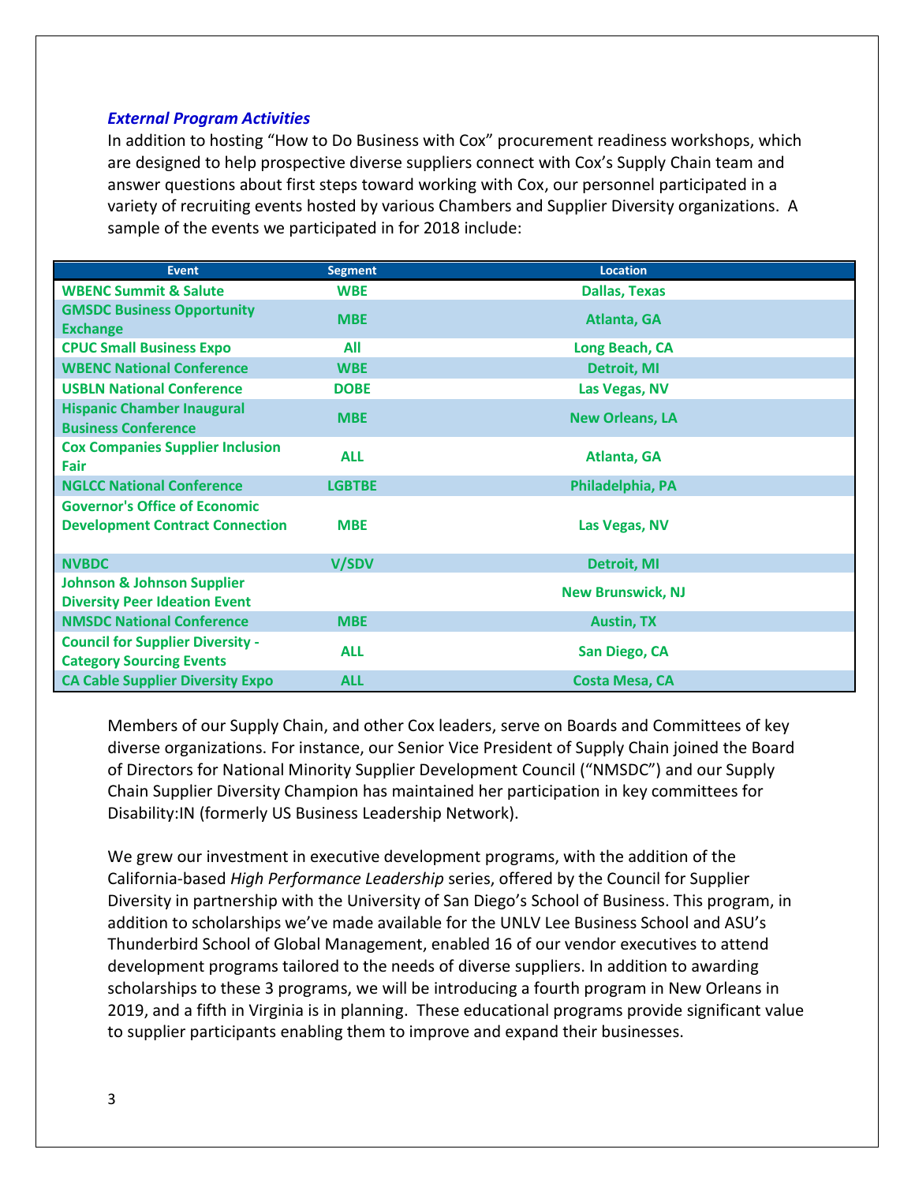***External Program Activities***

In addition to hosting "How to Do Business with Cox" procurement readiness workshops, which are designed to help prospective diverse suppliers connect with Cox's Supply Chain team and answer questions about first steps toward working with Cox, our personnel participated in a variety of recruiting events hosted by various Chambers and Supplier Diversity organizations. A sample of the events we participated in for 2018 include:

| Event | Segment | Location |
|---|---|---|
| WBENC Summit & Salute | WBE | Dallas, Texas |
| GMSDC Business Opportunity Exchange | MBE | Atlanta, GA |
| CPUC Small Business Expo | All | Long Beach, CA |
| WBENC National Conference | WBE | Detroit, MI |
| USBLN National Conference | DOBE | Las Vegas, NV |
| Hispanic Chamber Inaugural Business Conference | MBE | New Orleans, LA |
| Cox Companies Supplier Inclusion Fair | ALL | Atlanta, GA |
| NGLCC National Conference | LGBTBE | Philadelphia, PA |
| Governor's Office of Economic Development Contract Connection | MBE | Las Vegas, NV |
| NVBDC | V/SDV | Detroit, MI |
| Johnson & Johnson Supplier Diversity Peer Ideation Event | | New Brunswick, NJ |
| NMSDC National Conference | MBE | Austin, TX |
| Council for Supplier Diversity - Category Sourcing Events | ALL | San Diego, CA |
| CA Cable Supplier Diversity Expo | ALL | Costa Mesa, CA |

Members of our Supply Chain, and other Cox leaders, serve on Boards and Committees of key diverse organizations. For instance, our Senior Vice President of Supply Chain joined the Board of Directors for National Minority Supplier Development Council ("NMSDC") and our Supply Chain Supplier Diversity Champion has maintained her participation in key committees for Disability:IN (formerly US Business Leadership Network).

We grew our investment in executive development programs, with the addition of the California-based *High Performance Leadership* series, offered by the Council for Supplier Diversity in partnership with the University of San Diego's School of Business. This program, in addition to scholarships we've made available for the UNLV Lee Business School and ASU's Thunderbird School of Global Management, enabled 16 of our vendor executives to attend development programs tailored to the needs of diverse suppliers. In addition to awarding scholarships to these 3 programs, we will be introducing a fourth program in New Orleans in 2019, and a fifth in Virginia is in planning. These educational programs provide significant value to supplier participants enabling them to improve and expand their businesses.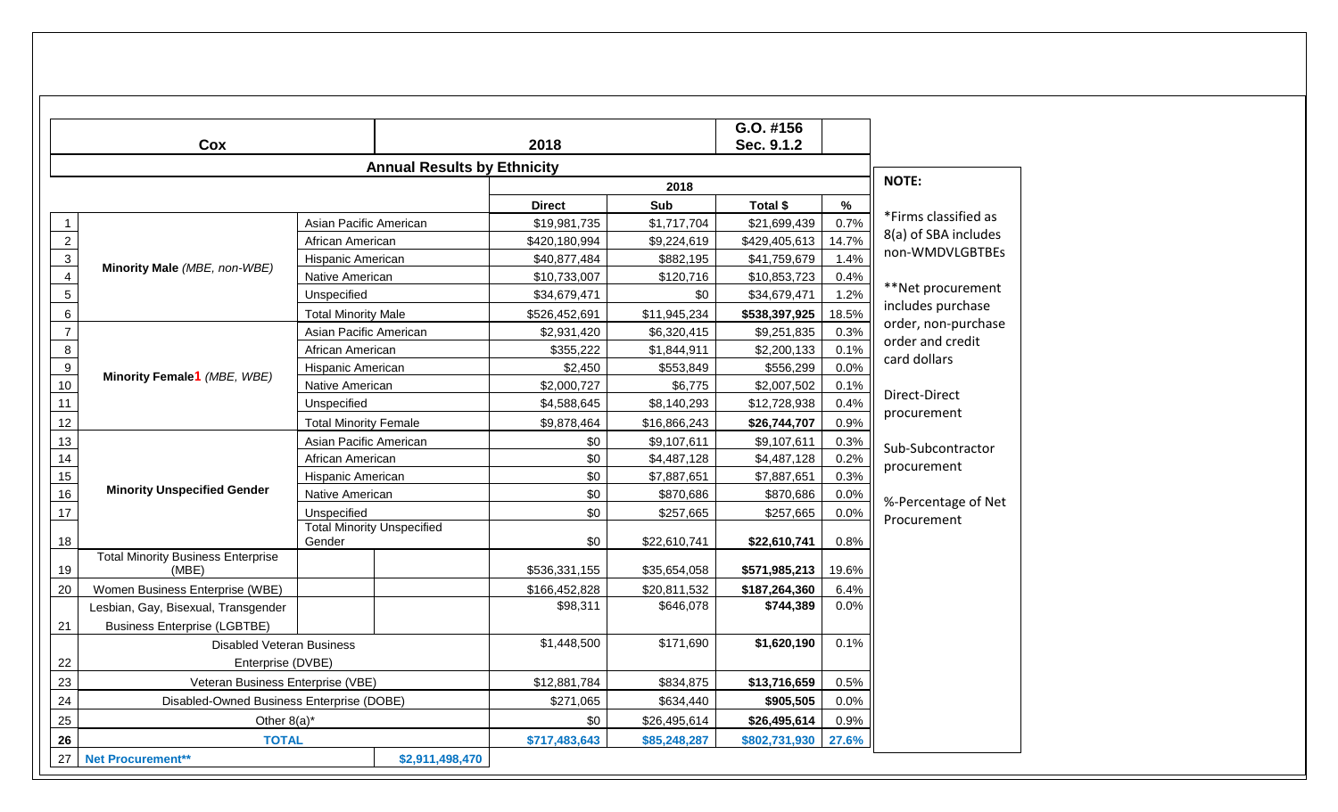| | Cox | | | 2018 | | G.O. #156 Sec. 9.1.2 | |
|---|---|---|---|---|---|---|---|
| | **Annual Results by Ethnicity** | | | | | | |
| | | | | 2018 | | | |
| | | | | **Direct** | **Sub** | **Total $** | **%** |
| 1 | **Minority Male** *(MBE, non-WBE)* | Asian Pacific American | | $19,981,735 | $1,717,704 | $21,699,439 | 0.7% |
| 2 | | African American | | $420,180,994 | $9,224,619 | $429,405,613 | 14.7% |
| 3 | | Hispanic American | | $40,877,484 | $882,195 | $41,759,679 | 1.4% |
| 4 | | Native American | | $10,733,007 | $120,716 | $10,853,723 | 0.4% |
| 5 | | Unspecified | | $34,679,471 | $0 | $34,679,471 | 1.2% |
| 6 | | Total Minority Male | | $526,452,691 | $11,945,234 | **$538,397,925** | 18.5% |
| 7 | **Minority Female1** *(MBE, WBE)* | Asian Pacific American | | $2,931,420 | $6,320,415 | $9,251,835 | 0.3% |
| 8 | | African American | | $355,222 | $1,844,911 | $2,200,133 | 0.1% |
| 9 | | Hispanic American | | $2,450 | $553,849 | $556,299 | 0.0% |
| 10 | | Native American | | $2,000,727 | $6,775 | $2,007,502 | 0.1% |
| 11 | | Unspecified | | $4,588,645 | $8,140,293 | $12,728,938 | 0.4% |
| 12 | | Total Minority Female | | $9,878,464 | $16,866,243 | **$26,744,707** | 0.9% |
| 13 | **Minority Unspecified Gender** | Asian Pacific American | | $0 | $9,107,611 | $9,107,611 | 0.3% |
| 14 | | African American | | $0 | $4,487,128 | $4,487,128 | 0.2% |
| 15 | | Hispanic American | | $0 | $7,887,651 | $7,887,651 | 0.3% |
| 16 | | Native American | | $0 | $870,686 | $870,686 | 0.0% |
| 17 | | Unspecified | | $0 | $257,665 | $257,665 | 0.0% |
| 18 | | Total Minority Unspecified Gender | | $0 | $22,610,741 | **$22,610,741** | 0.8% |
| 19 | Total Minority Business Enterprise (MBE) | | | $536,331,155 | $35,654,058 | **$571,985,213** | 19.6% |
| 20 | Women Business Enterprise (WBE) | | | $166,452,828 | $20,811,532 | **$187,264,360** | 6.4% |
| 21 | Lesbian, Gay, Bisexual, Transgender Business Enterprise (LGBTBE) | | | $98,311 | $646,078 | **$744,389** | 0.0% |
| 22 | Disabled Veteran Business Enterprise (DVBE) | | | $1,448,500 | $171,690 | **$1,620,190** | 0.1% |
| 23 | Veteran Business Enterprise (VBE) | | | $12,881,784 | $834,875 | **$13,716,659** | 0.5% |
| 24 | Disabled-Owned Business Enterprise (DOBE) | | | $271,065 | $634,440 | **$905,505** | 0.0% |
| 25 | Other 8(a)* | | | $0 | $26,495,614 | **$26,495,614** | 0.9% |
| **26** | **TOTAL** | | | **$717,483,643** | **$85,248,287** | **$802,731,930** | **27.6%** |
| 27 | **Net Procurement**** | | **$2,911,498,470** | | | | |

**NOTE:**

*Firms classified as 8(a) of SBA includes non-WMDVLGBTBEs

**Net procurement includes purchase order, non-purchase order and credit card dollars

Direct-Direct procurement

Sub-Subcontractor procurement

%-Percentage of Net Procurement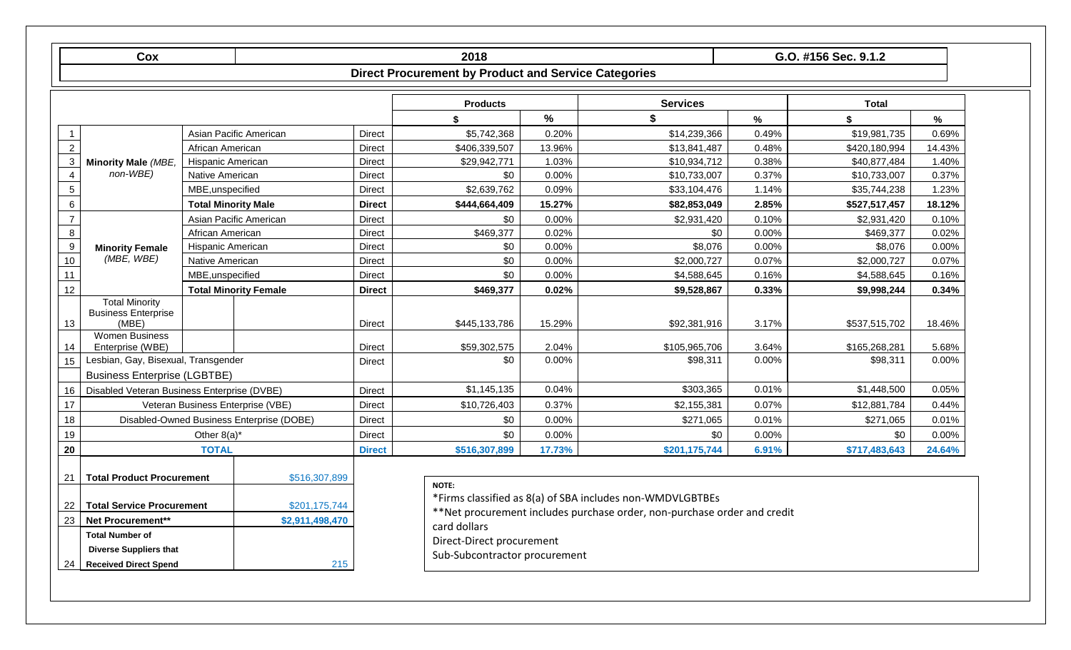| Cox | 2018 | | | | | | | | G.O. #156 Sec. 9.1.2 |
|---|---|---|---|---|---|---|---|---|---|
| | Direct Procurement by Product and Service Categories | | | | | | | | |

| | | | | Products | | Services | | Total | |
|---|---|---|---|---|---|---|---|---|---|
| | | | | $ | % | $ | % | $ | % |
| 1 | Minority Male (MBE, non-WBE) | Asian Pacific American | Direct | $5,742,368 | 0.20% | $14,239,366 | 0.49% | $19,981,735 | 0.69% |
| 2 | | African American | Direct | $406,339,507 | 13.96% | $13,841,487 | 0.48% | $420,180,994 | 14.43% |
| 3 | | Hispanic American | Direct | $29,942,771 | 1.03% | $10,934,712 | 0.38% | $40,877,484 | 1.40% |
| 4 | | Native American | Direct | $0 | 0.00% | $10,733,007 | 0.37% | $10,733,007 | 0.37% |
| 5 | | MBE,unspecified | Direct | $2,639,762 | 0.09% | $33,104,476 | 1.14% | $35,744,238 | 1.23% |
| 6 | | **Total Minority Male** | **Direct** | **$444,664,409** | **15.27%** | **$82,853,049** | **2.85%** | **$527,517,457** | **18.12%** |
| 7 | Minority Female (MBE, WBE) | Asian Pacific American | Direct | $0 | 0.00% | $2,931,420 | 0.10% | $2,931,420 | 0.10% |
| 8 | | African American | Direct | $469,377 | 0.02% | $0 | 0.00% | $469,377 | 0.02% |
| 9 | | Hispanic American | Direct | $0 | 0.00% | $8,076 | 0.00% | $8,076 | 0.00% |
| 10 | | Native American | Direct | $0 | 0.00% | $2,000,727 | 0.07% | $2,000,727 | 0.07% |
| 11 | | MBE,unspecified | Direct | $0 | 0.00% | $4,588,645 | 0.16% | $4,588,645 | 0.16% |
| 12 | | **Total Minority Female** | **Direct** | **$469,377** | **0.02%** | **$9,528,867** | **0.33%** | **$9,998,244** | **0.34%** |
| 13 | Total Minority Business Enterprise (MBE) | | Direct | $445,133,786 | 15.29% | $92,381,916 | 3.17% | $537,515,702 | 18.46% |
| 14 | Women Business Enterprise (WBE) | | Direct | $59,302,575 | 2.04% | $105,965,706 | 3.64% | $165,268,281 | 5.68% |
| 15 | Lesbian, Gay, Bisexual, Transgender Business Enterprise (LGBTBE) | | Direct | $0 | 0.00% | $98,311 | 0.00% | $98,311 | 0.00% |
| 16 | Disabled Veteran Business Enterprise (DVBE) | | Direct | $1,145,135 | 0.04% | $303,365 | 0.01% | $1,448,500 | 0.05% |
| 17 | Veteran Business Enterprise (VBE) | | Direct | $10,726,403 | 0.37% | $2,155,381 | 0.07% | $12,881,784 | 0.44% |
| 18 | Disabled-Owned Business Enterprise (DOBE) | | Direct | $0 | 0.00% | $271,065 | 0.01% | $271,065 | 0.01% |
| 19 | Other 8(a)* | | Direct | $0 | 0.00% | $0 | 0.00% | $0 | 0.00% |
| 20 | **TOTAL** | | **Direct** | **$516,307,899** | **17.73%** | **$201,175,744** | **6.91%** | **$717,483,643** | **24.64%** |

| | | |
|---|---|---|
| 21 | **Total Product Procurement** | $516,307,899 |
| 22 | **Total Service Procurement** | $201,175,744 |
| 23 | **Net Procurement**** | **$2,911,498,470** |
| 24 | **Total Number of Diverse Suppliers that Received Direct Spend** | 215 |

**NOTE:**

*Firms classified as 8(a) of SBA includes non-WMDVLGBTBEs

**Net procurement includes purchase order, non-purchase order and credit card dollars

Direct-Direct procurement

Sub-Subcontractor procurement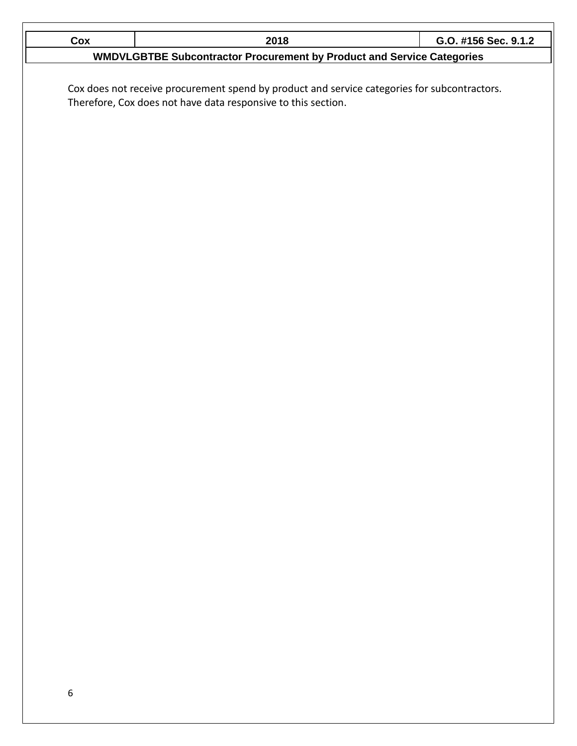| Cox | 2018 | G.O. #156 Sec. 9.1.2 |
| --- | --- | --- |

**WMDVLGBTBE Subcontractor Procurement by Product and Service Categories**

Cox does not receive procurement spend by product and service categories for subcontractors. Therefore, Cox does not have data responsive to this section.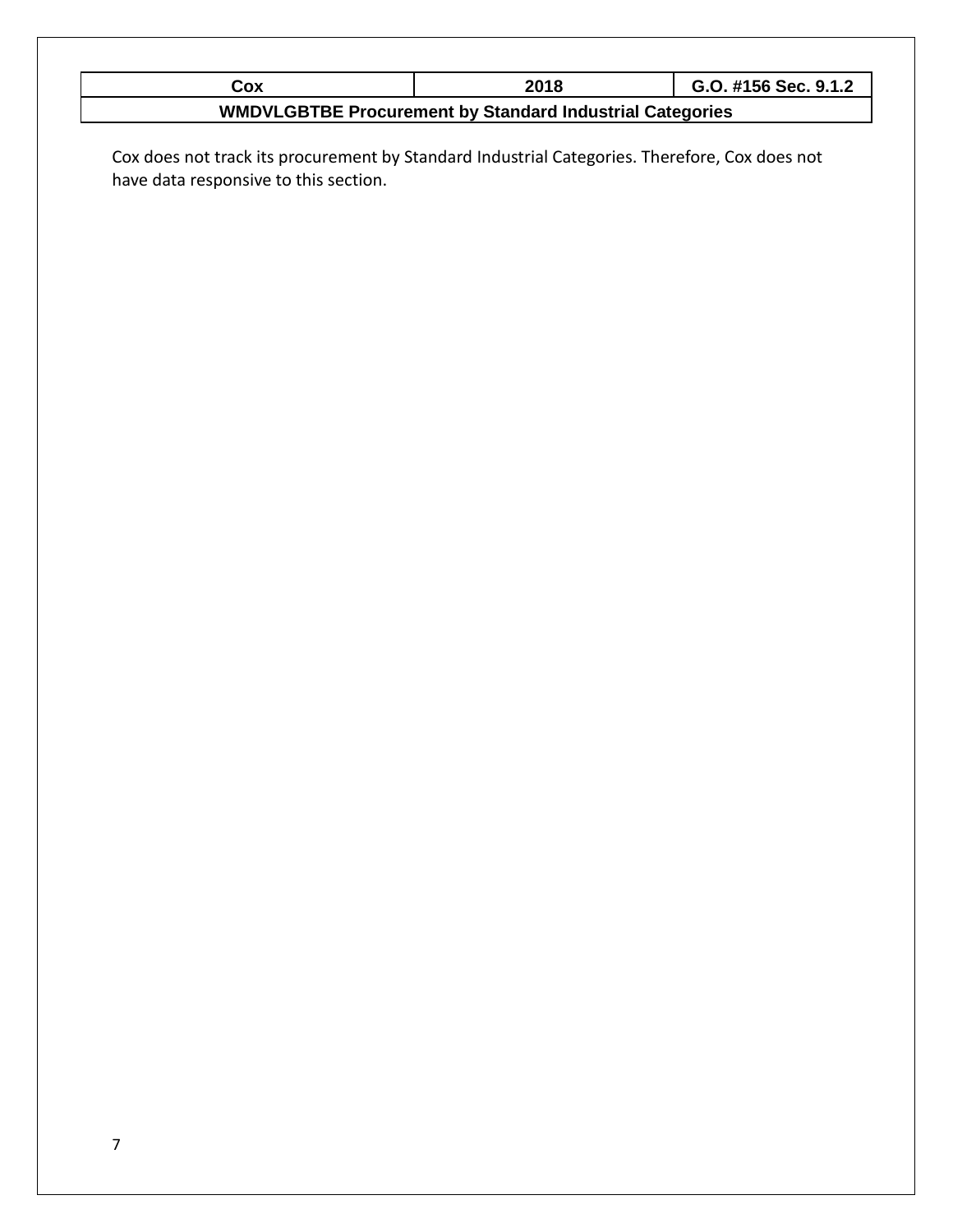| Cox | 2018 | G.O. #156 Sec. 9.1.2 |
| --- | --- | --- |
| **WMDVLGBTBE Procurement by Standard Industrial Categories** | | |

Cox does not track its procurement by Standard Industrial Categories. Therefore, Cox does not have data responsive to this section.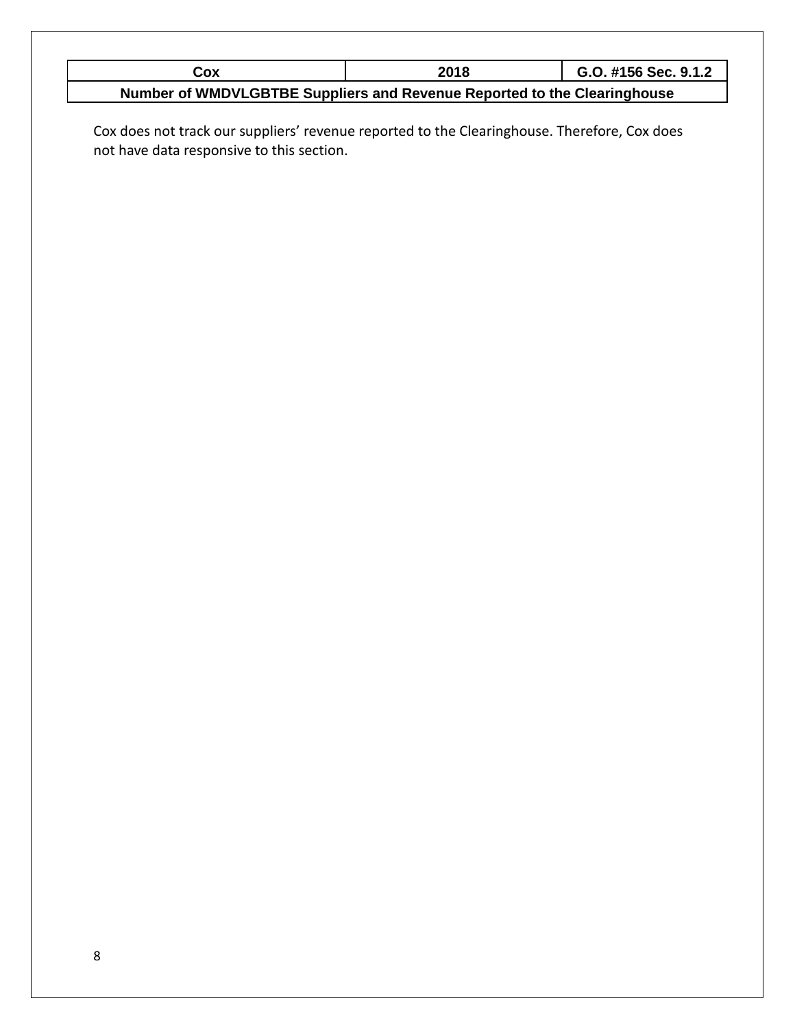| Cox | 2018 | G.O. #156 Sec. 9.1.2 |
|---|---|---|
| **Number of WMDVLGBTBE Suppliers and Revenue Reported to the Clearinghouse** | | |

Cox does not track our suppliers' revenue reported to the Clearinghouse. Therefore, Cox does not have data responsive to this section.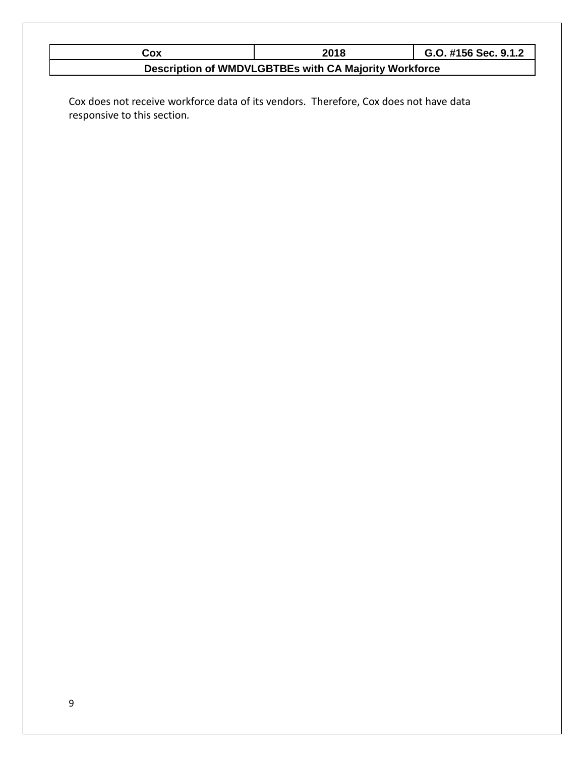| Cox | 2018 | G.O. #156 Sec. 9.1.2 |
|---|---|---|
| Description of WMDVLGBTBEs with CA Majority Workforce | | |

Cox does not receive workforce data of its vendors. Therefore, Cox does not have data responsive to this section.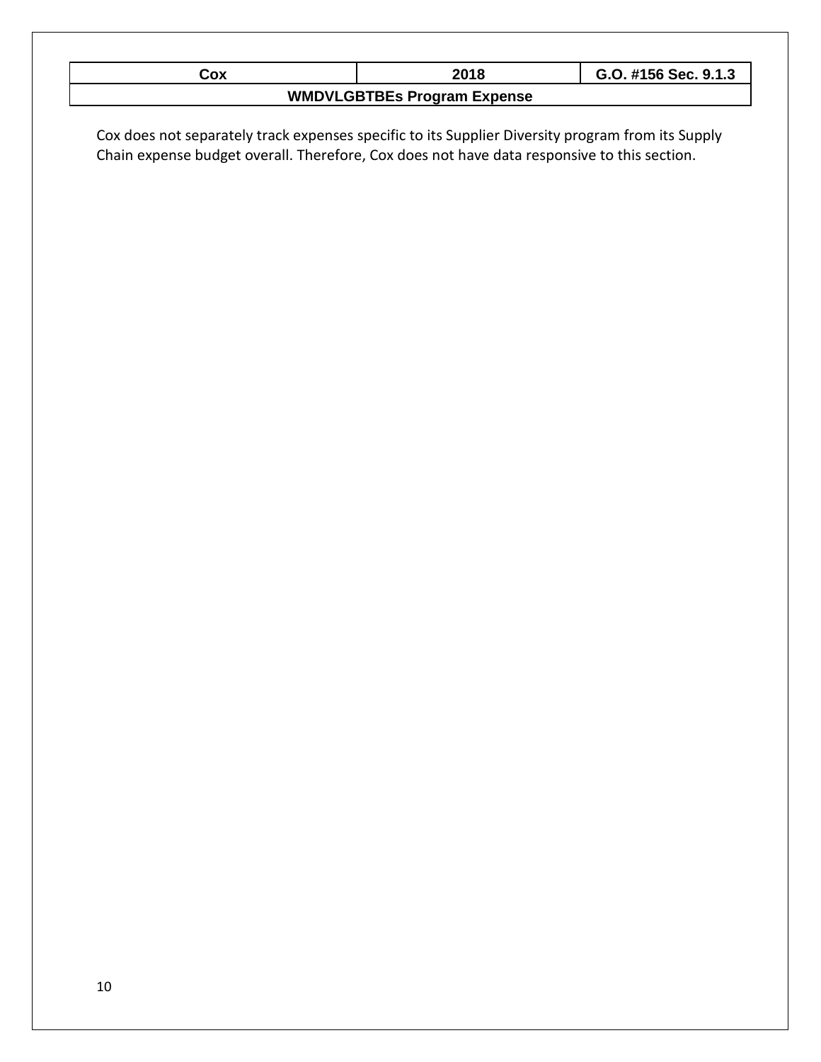| Cox | 2018 | G.O. #156 Sec. 9.1.3 |
| --- | --- | --- |
| WMDVLGBTBEs Program Expense | | |

Cox does not separately track expenses specific to its Supplier Diversity program from its Supply Chain expense budget overall. Therefore, Cox does not have data responsive to this section.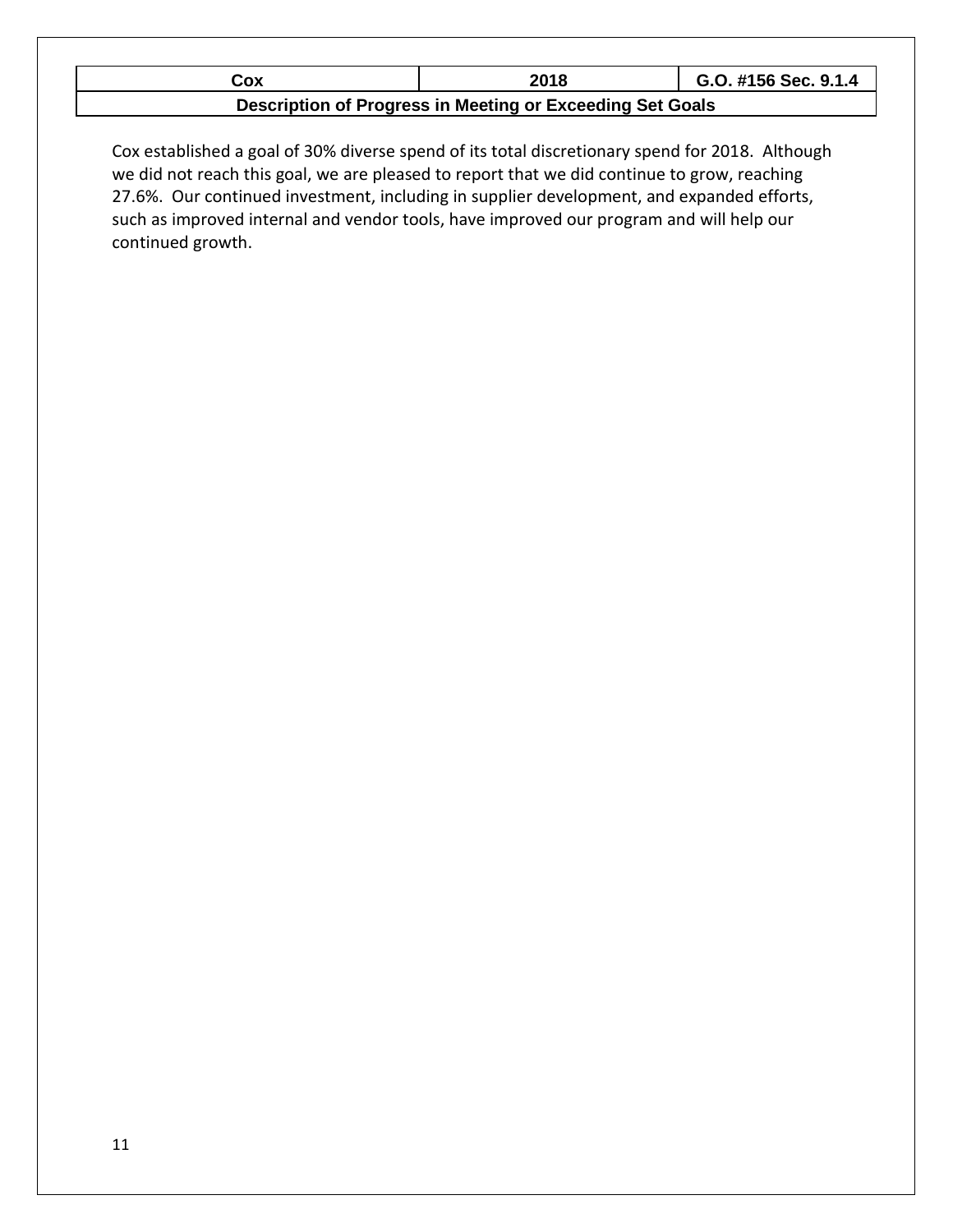| Cox | 2018 | G.O. #156 Sec. 9.1.4 |
| --- | --- | --- |
| **Description of Progress in Meeting or Exceeding Set Goals** | | |

Cox established a goal of 30% diverse spend of its total discretionary spend for 2018. Although we did not reach this goal, we are pleased to report that we did continue to grow, reaching 27.6%. Our continued investment, including in supplier development, and expanded efforts, such as improved internal and vendor tools, have improved our program and will help our continued growth.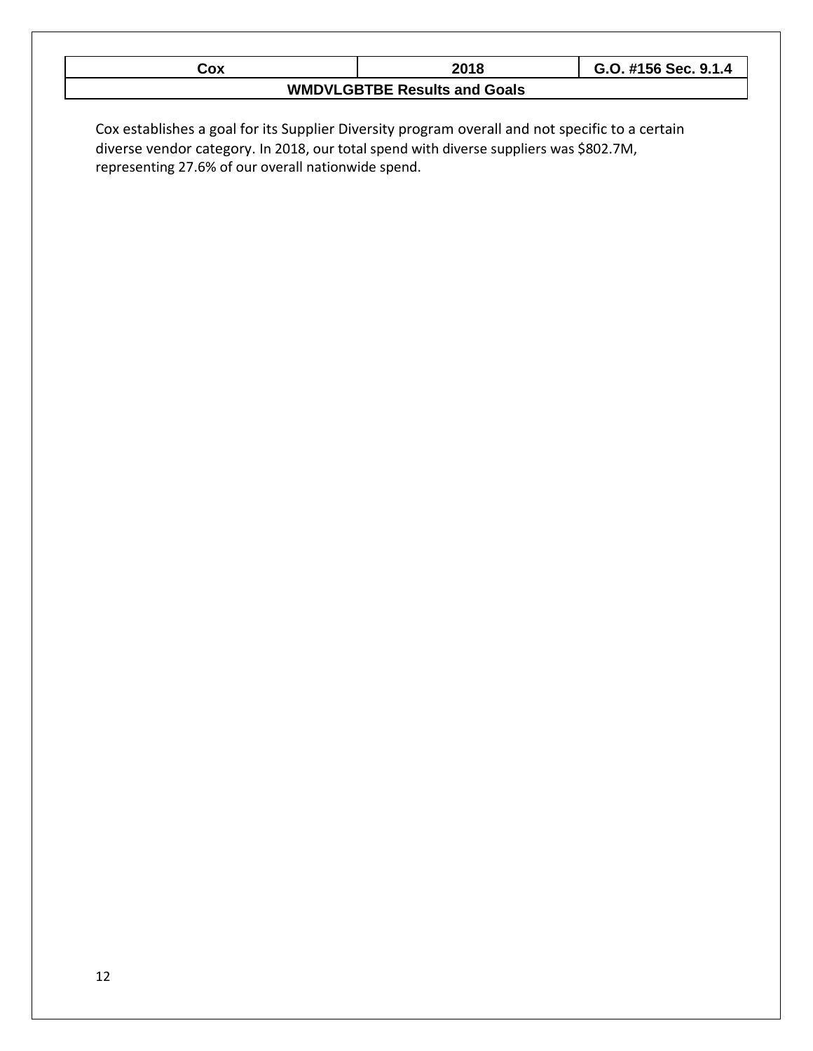| Cox | 2018 | G.O. #156 Sec. 9.1.4 |
|---|---|---|
| WMDVLGBTBE Results and Goals | | |

Cox establishes a goal for its Supplier Diversity program overall and not specific to a certain diverse vendor category. In 2018, our total spend with diverse suppliers was $802.7M, representing 27.6% of our overall nationwide spend.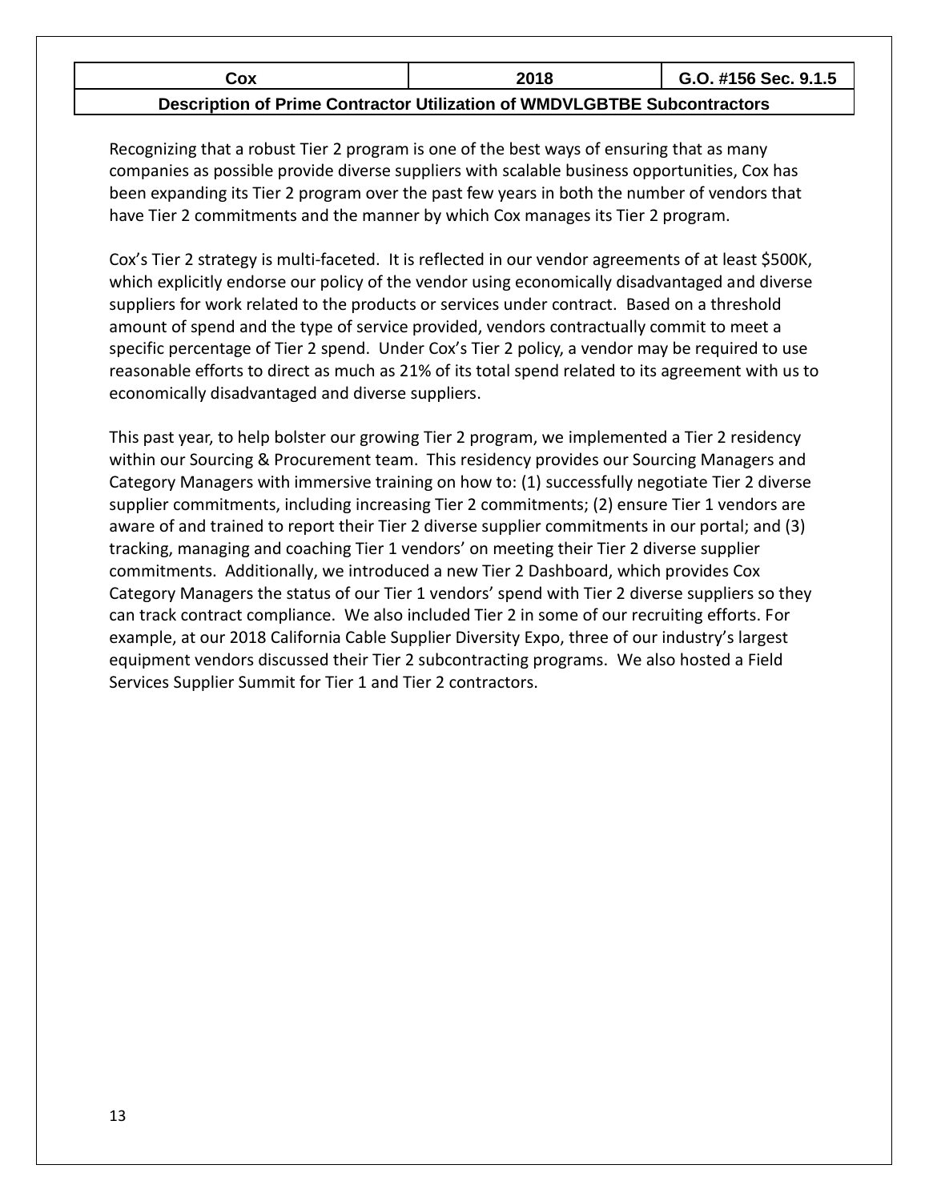| Cox | 2018 | G.O. #156 Sec. 9.1.5 |
| --- | --- | --- |
| **Description of Prime Contractor Utilization of WMDVLGBTBE Subcontractors** | | |

Recognizing that a robust Tier 2 program is one of the best ways of ensuring that as many companies as possible provide diverse suppliers with scalable business opportunities, Cox has been expanding its Tier 2 program over the past few years in both the number of vendors that have Tier 2 commitments and the manner by which Cox manages its Tier 2 program.

Cox's Tier 2 strategy is multi-faceted. It is reflected in our vendor agreements of at least $500K, which explicitly endorse our policy of the vendor using economically disadvantaged and diverse suppliers for work related to the products or services under contract. Based on a threshold amount of spend and the type of service provided, vendors contractually commit to meet a specific percentage of Tier 2 spend. Under Cox's Tier 2 policy, a vendor may be required to use reasonable efforts to direct as much as 21% of its total spend related to its agreement with us to economically disadvantaged and diverse suppliers.

This past year, to help bolster our growing Tier 2 program, we implemented a Tier 2 residency within our Sourcing & Procurement team. This residency provides our Sourcing Managers and Category Managers with immersive training on how to: (1) successfully negotiate Tier 2 diverse supplier commitments, including increasing Tier 2 commitments; (2) ensure Tier 1 vendors are aware of and trained to report their Tier 2 diverse supplier commitments in our portal; and (3) tracking, managing and coaching Tier 1 vendors' on meeting their Tier 2 diverse supplier commitments. Additionally, we introduced a new Tier 2 Dashboard, which provides Cox Category Managers the status of our Tier 1 vendors' spend with Tier 2 diverse suppliers so they can track contract compliance. We also included Tier 2 in some of our recruiting efforts. For example, at our 2018 California Cable Supplier Diversity Expo, three of our industry's largest equipment vendors discussed their Tier 2 subcontracting programs. We also hosted a Field Services Supplier Summit for Tier 1 and Tier 2 contractors.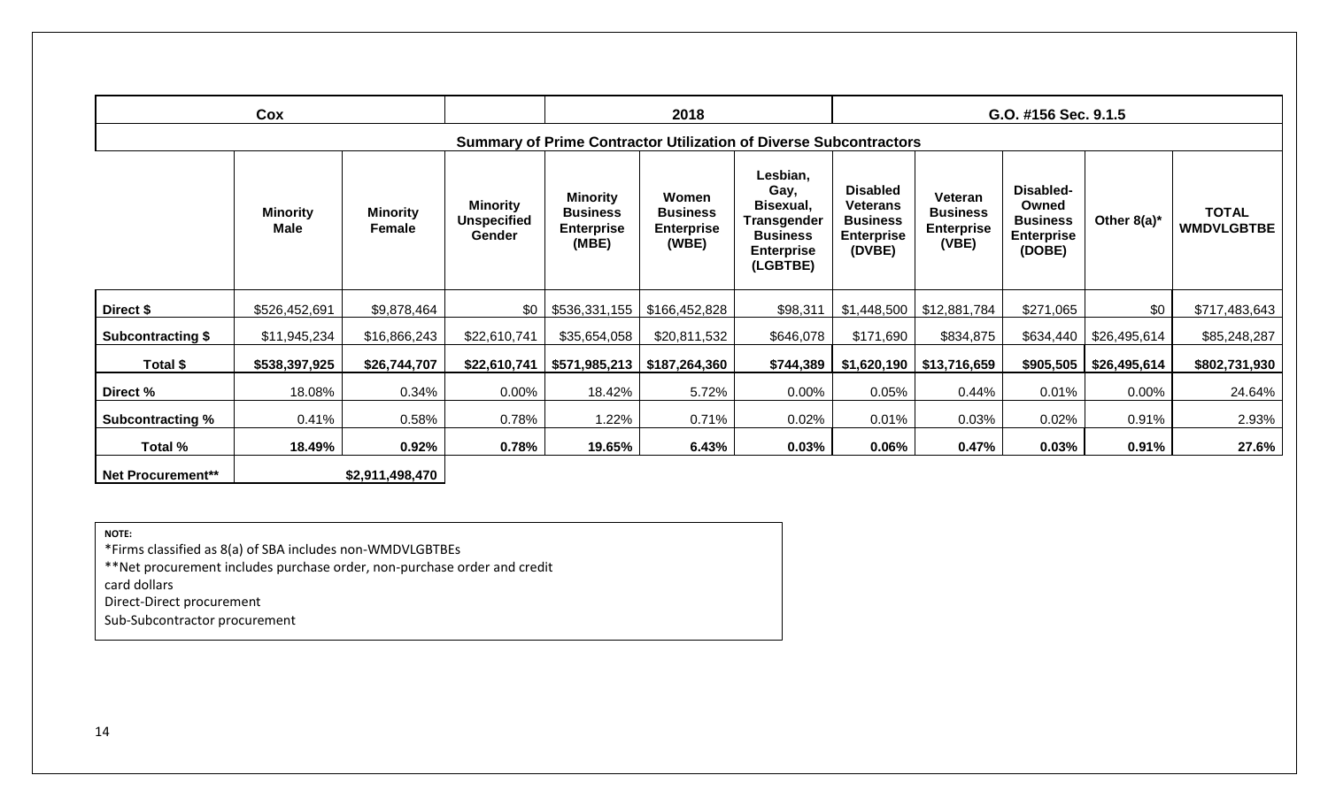| Cox | | | | 2018 | | | G.O. #156 Sec. 9.1.5 | | | | |
|---|---|---|---|---|---|---|---|---|---|---|---|
| **Summary of Prime Contractor Utilization of Diverse Subcontractors** | | | | | | | | | | | |
| | **Minority Male** | **Minority Female** | **Minority Unspecified Gender** | **Minority Business Enterprise (MBE)** | **Women Business Enterprise (WBE)** | **Lesbian, Gay, Bisexual, Transgender Business Enterprise (LGBTBE)** | **Disabled Veterans Business Enterprise (DVBE)** | **Veteran Business Enterprise (VBE)** | **Disabled-Owned Business Enterprise (DOBE)** | **Other 8(a)*** | **TOTAL WMDVLGBTBE** |
| **Direct $** | $526,452,691 | $9,878,464 | $0 | $536,331,155 | $166,452,828 | $98,311 | $1,448,500 | $12,881,784 | $271,065 | $0 | $717,483,643 |
| **Subcontracting $** | $11,945,234 | $16,866,243 | $22,610,741 | $35,654,058 | $20,811,532 | $646,078 | $171,690 | $834,875 | $634,440 | $26,495,614 | $85,248,287 |
| **Total $** | **$538,397,925** | **$26,744,707** | **$22,610,741** | **$571,985,213** | **$187,264,360** | **$744,389** | **$1,620,190** | **$13,716,659** | **$905,505** | **$26,495,614** | **$802,731,930** |
| **Direct %** | 18.08% | 0.34% | 0.00% | 18.42% | 5.72% | 0.00% | 0.05% | 0.44% | 0.01% | 0.00% | 24.64% |
| **Subcontracting %** | 0.41% | 0.58% | 0.78% | 1.22% | 0.71% | 0.02% | 0.01% | 0.03% | 0.02% | 0.91% | 2.93% |
| **Total %** | **18.49%** | **0.92%** | **0.78%** | **19.65%** | **6.43%** | **0.03%** | **0.06%** | **0.47%** | **0.03%** | **0.91%** | **27.6%** |
| **Net Procurement**** | | **$2,911,498,470** | | | | | | | | | |

**NOTE:**

*Firms classified as 8(a) of SBA includes non-WMDVLGBTBEs

**Net procurement includes purchase order, non-purchase order and credit card dollars

Direct-Direct procurement

Sub-Subcontractor procurement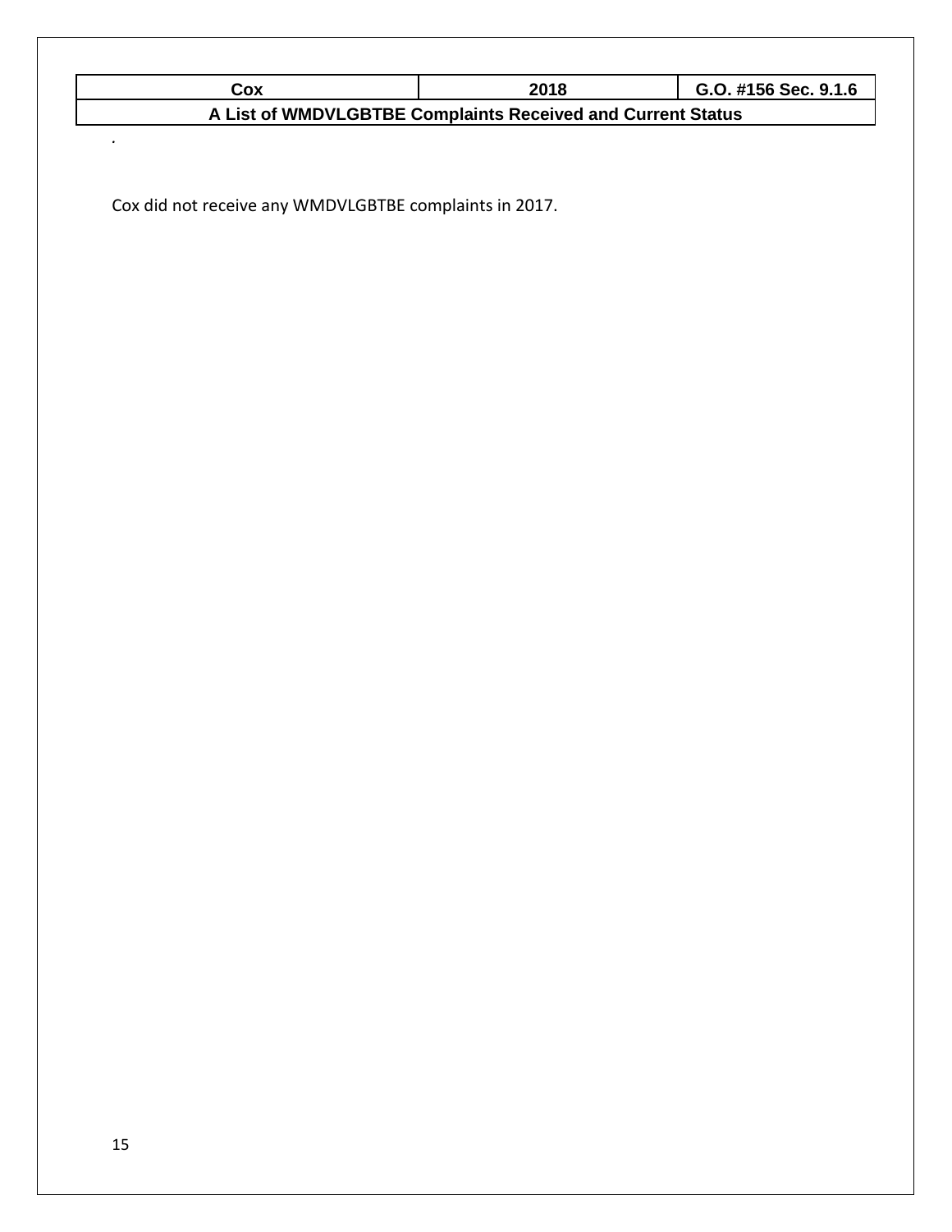| Cox | 2018 | G.O. #156 Sec. 9.1.6 |
|---|---|---|
| A List of WMDVLGBTBE Complaints Received and Current Status | | |

.

Cox did not receive any WMDVLGBTBE complaints in 2017.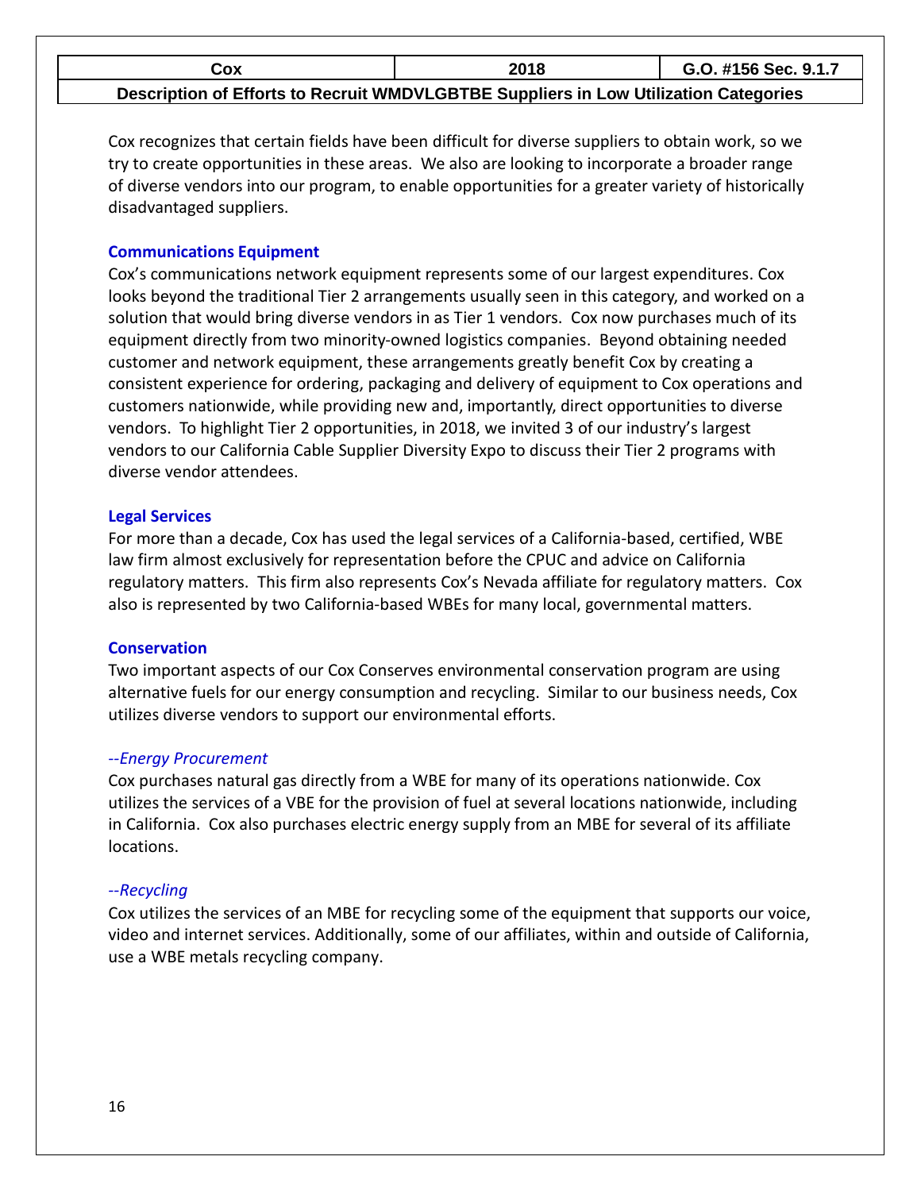| Cox | 2018 | G.O. #156 Sec. 9.1.7 |
|---|---|---|
| Description of Efforts to Recruit WMDVLGBTBE Suppliers in Low Utilization Categories | | |

Cox recognizes that certain fields have been difficult for diverse suppliers to obtain work, so we try to create opportunities in these areas. We also are looking to incorporate a broader range of diverse vendors into our program, to enable opportunities for a greater variety of historically disadvantaged suppliers.

### Communications Equipment

Cox's communications network equipment represents some of our largest expenditures. Cox looks beyond the traditional Tier 2 arrangements usually seen in this category, and worked on a solution that would bring diverse vendors in as Tier 1 vendors. Cox now purchases much of its equipment directly from two minority-owned logistics companies. Beyond obtaining needed customer and network equipment, these arrangements greatly benefit Cox by creating a consistent experience for ordering, packaging and delivery of equipment to Cox operations and customers nationwide, while providing new and, importantly, direct opportunities to diverse vendors. To highlight Tier 2 opportunities, in 2018, we invited 3 of our industry's largest vendors to our California Cable Supplier Diversity Expo to discuss their Tier 2 programs with diverse vendor attendees.

### Legal Services

For more than a decade, Cox has used the legal services of a California-based, certified, WBE law firm almost exclusively for representation before the CPUC and advice on California regulatory matters. This firm also represents Cox's Nevada affiliate for regulatory matters. Cox also is represented by two California-based WBEs for many local, governmental matters.

### Conservation

Two important aspects of our Cox Conserves environmental conservation program are using alternative fuels for our energy consumption and recycling. Similar to our business needs, Cox utilizes diverse vendors to support our environmental efforts.

#### *--Energy Procurement*

Cox purchases natural gas directly from a WBE for many of its operations nationwide. Cox utilizes the services of a VBE for the provision of fuel at several locations nationwide, including in California. Cox also purchases electric energy supply from an MBE for several of its affiliate locations.

#### *--Recycling*

Cox utilizes the services of an MBE for recycling some of the equipment that supports our voice, video and internet services. Additionally, some of our affiliates, within and outside of California, use a WBE metals recycling company.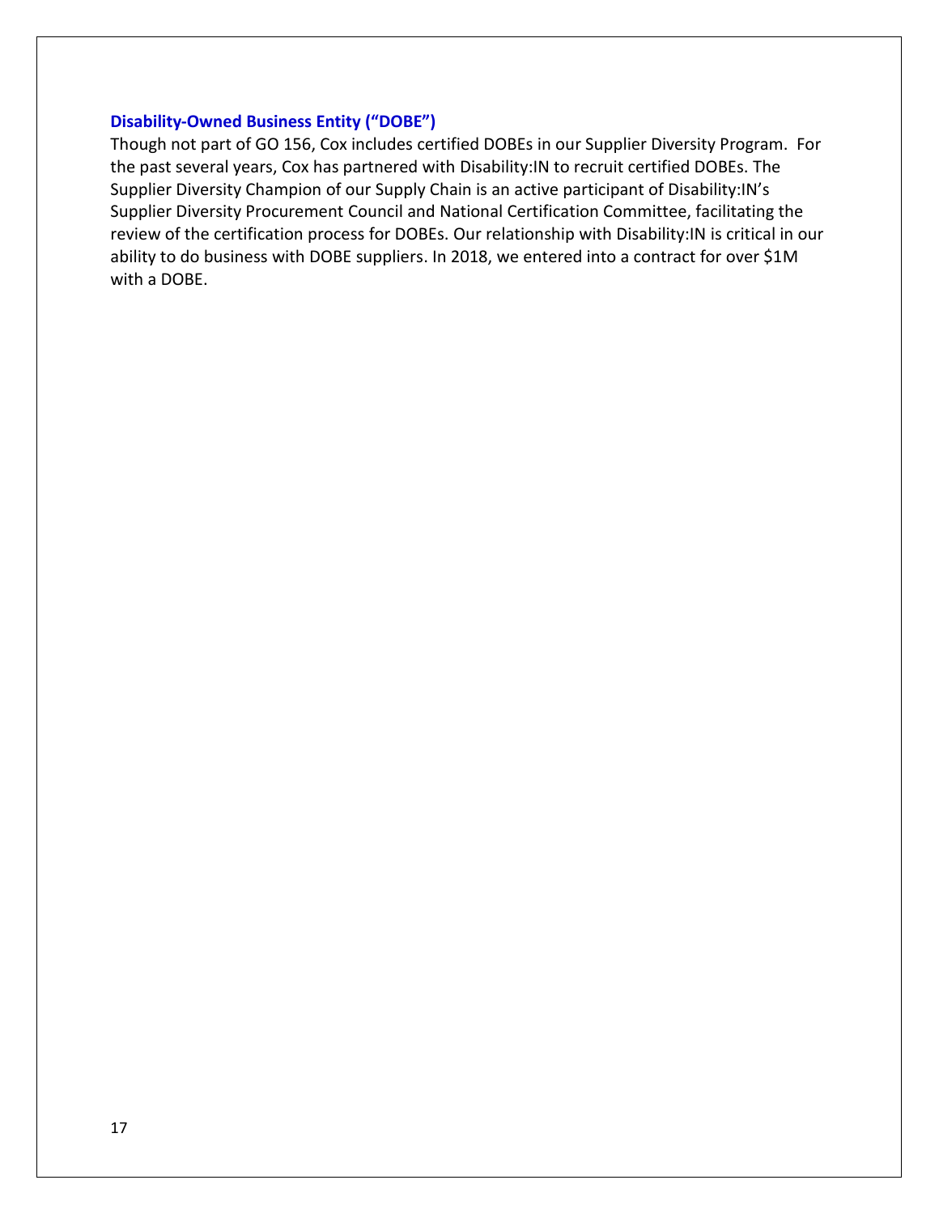### Disability-Owned Business Entity ("DOBE")

Though not part of GO 156, Cox includes certified DOBEs in our Supplier Diversity Program. For the past several years, Cox has partnered with Disability:IN to recruit certified DOBEs. The Supplier Diversity Champion of our Supply Chain is an active participant of Disability:IN's Supplier Diversity Procurement Council and National Certification Committee, facilitating the review of the certification process for DOBEs. Our relationship with Disability:IN is critical in our ability to do business with DOBE suppliers. In 2018, we entered into a contract for over $1M with a DOBE.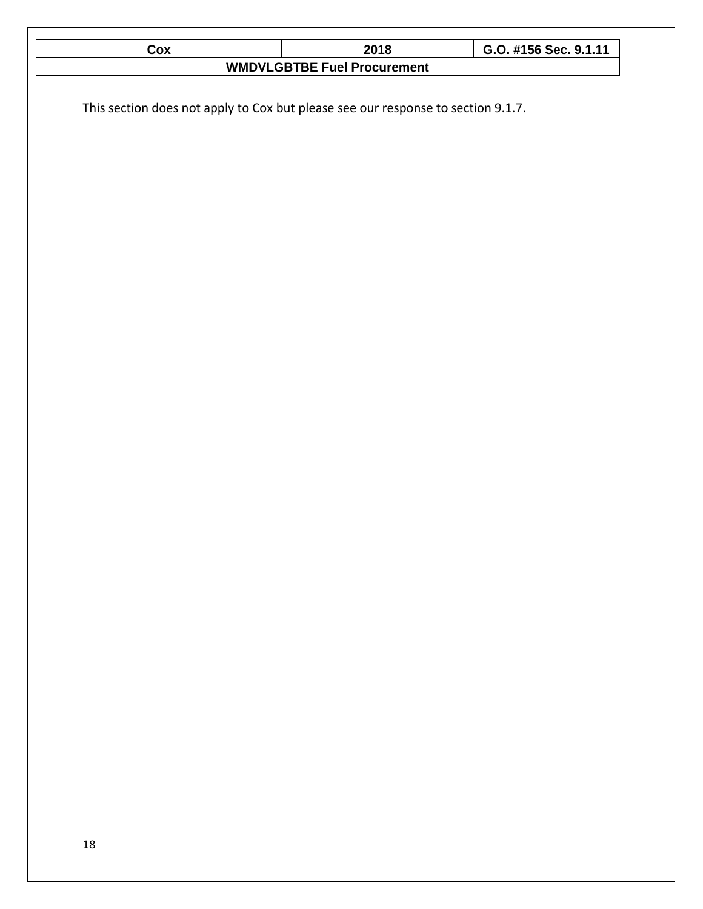| Cox | 2018 | G.O. #156 Sec. 9.1.11 |
| --- | --- | --- |
| WMDVLGBTBE Fuel Procurement | | |

This section does not apply to Cox but please see our response to section 9.1.7.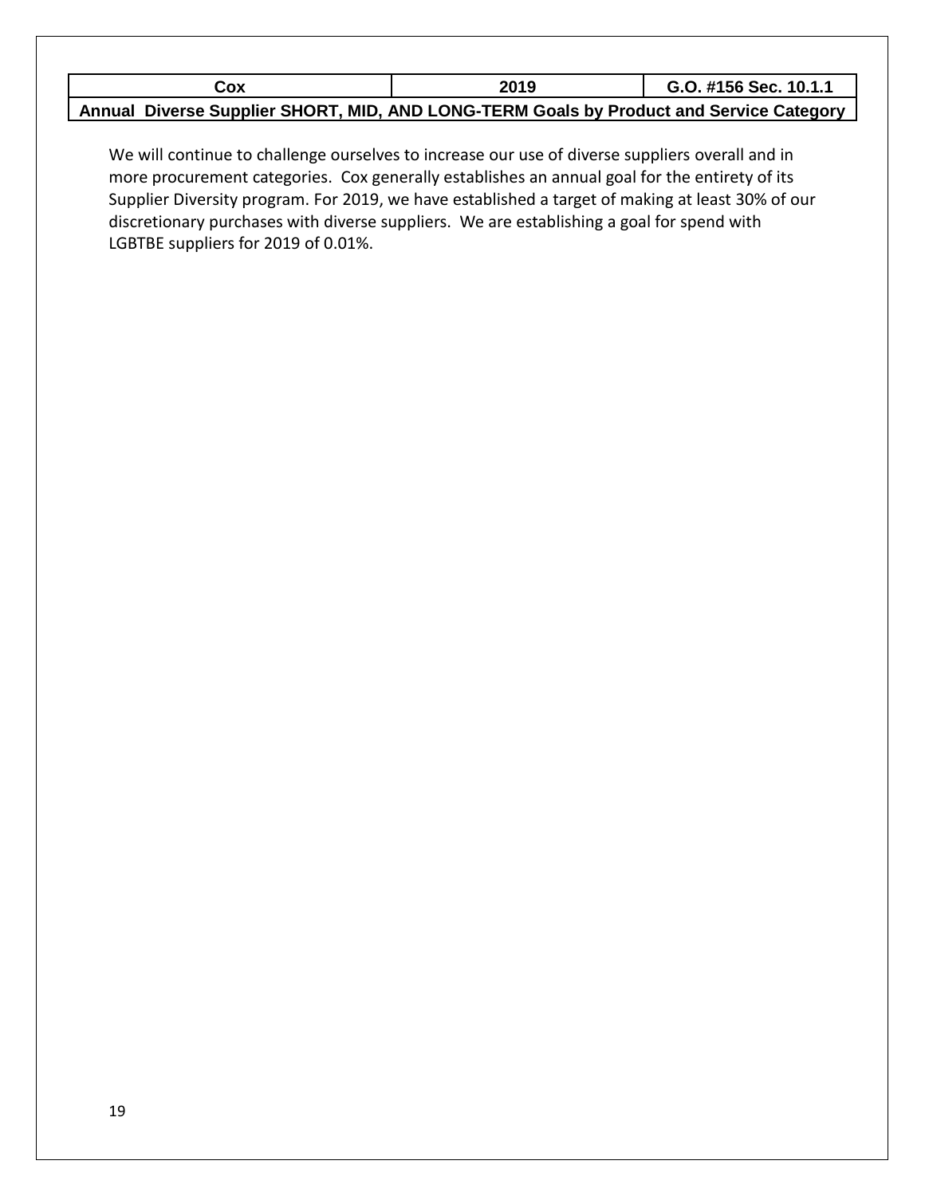| Cox | 2019 | G.O. #156 Sec. 10.1.1 |
| --- | --- | --- |
| Annual Diverse Supplier SHORT, MID, AND LONG-TERM Goals by Product and Service Category | | |

We will continue to challenge ourselves to increase our use of diverse suppliers overall and in more procurement categories. Cox generally establishes an annual goal for the entirety of its Supplier Diversity program. For 2019, we have established a target of making at least 30% of our discretionary purchases with diverse suppliers. We are establishing a goal for spend with LGBTBE suppliers for 2019 of 0.01%.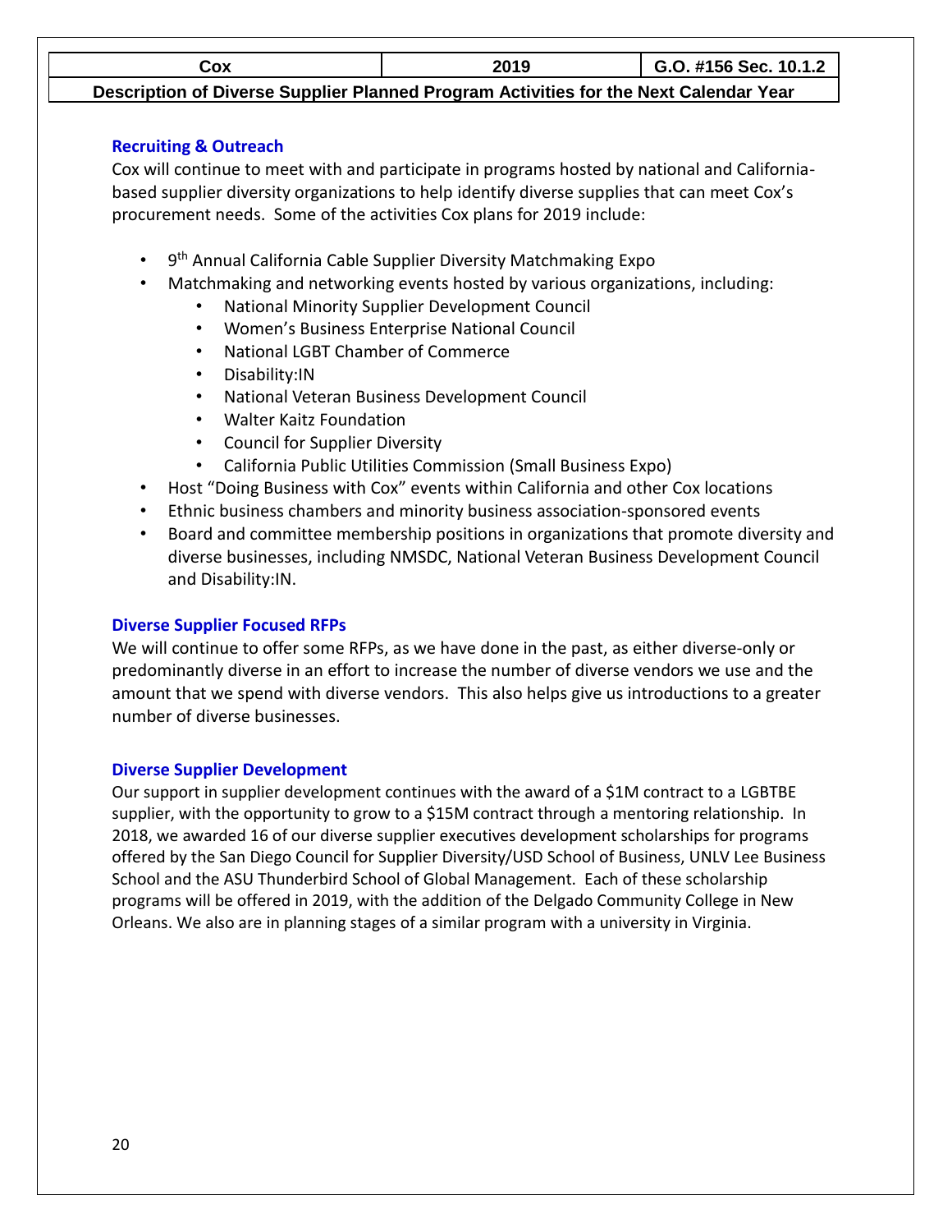| Cox | 2019 | G.O. #156 Sec. 10.1.2 |
|---|---|---|
| Description of Diverse Supplier Planned Program Activities for the Next Calendar Year | | |

### Recruiting & Outreach

Cox will continue to meet with and participate in programs hosted by national and California-based supplier diversity organizations to help identify diverse supplies that can meet Cox's procurement needs. Some of the activities Cox plans for 2019 include:

- 9th Annual California Cable Supplier Diversity Matchmaking Expo
- Matchmaking and networking events hosted by various organizations, including:
  - National Minority Supplier Development Council
  - Women's Business Enterprise National Council
  - National LGBT Chamber of Commerce
  - Disability:IN
  - National Veteran Business Development Council
  - Walter Kaitz Foundation
  - Council for Supplier Diversity
  - California Public Utilities Commission (Small Business Expo)
- Host "Doing Business with Cox" events within California and other Cox locations
- Ethnic business chambers and minority business association-sponsored events
- Board and committee membership positions in organizations that promote diversity and diverse businesses, including NMSDC, National Veteran Business Development Council and Disability:IN.

### Diverse Supplier Focused RFPs

We will continue to offer some RFPs, as we have done in the past, as either diverse-only or predominantly diverse in an effort to increase the number of diverse vendors we use and the amount that we spend with diverse vendors. This also helps give us introductions to a greater number of diverse businesses.

### Diverse Supplier Development

Our support in supplier development continues with the award of a $1M contract to a LGBTBE supplier, with the opportunity to grow to a $15M contract through a mentoring relationship. In 2018, we awarded 16 of our diverse supplier executives development scholarships for programs offered by the San Diego Council for Supplier Diversity/USD School of Business, UNLV Lee Business School and the ASU Thunderbird School of Global Management. Each of these scholarship programs will be offered in 2019, with the addition of the Delgado Community College in New Orleans. We also are in planning stages of a similar program with a university in Virginia.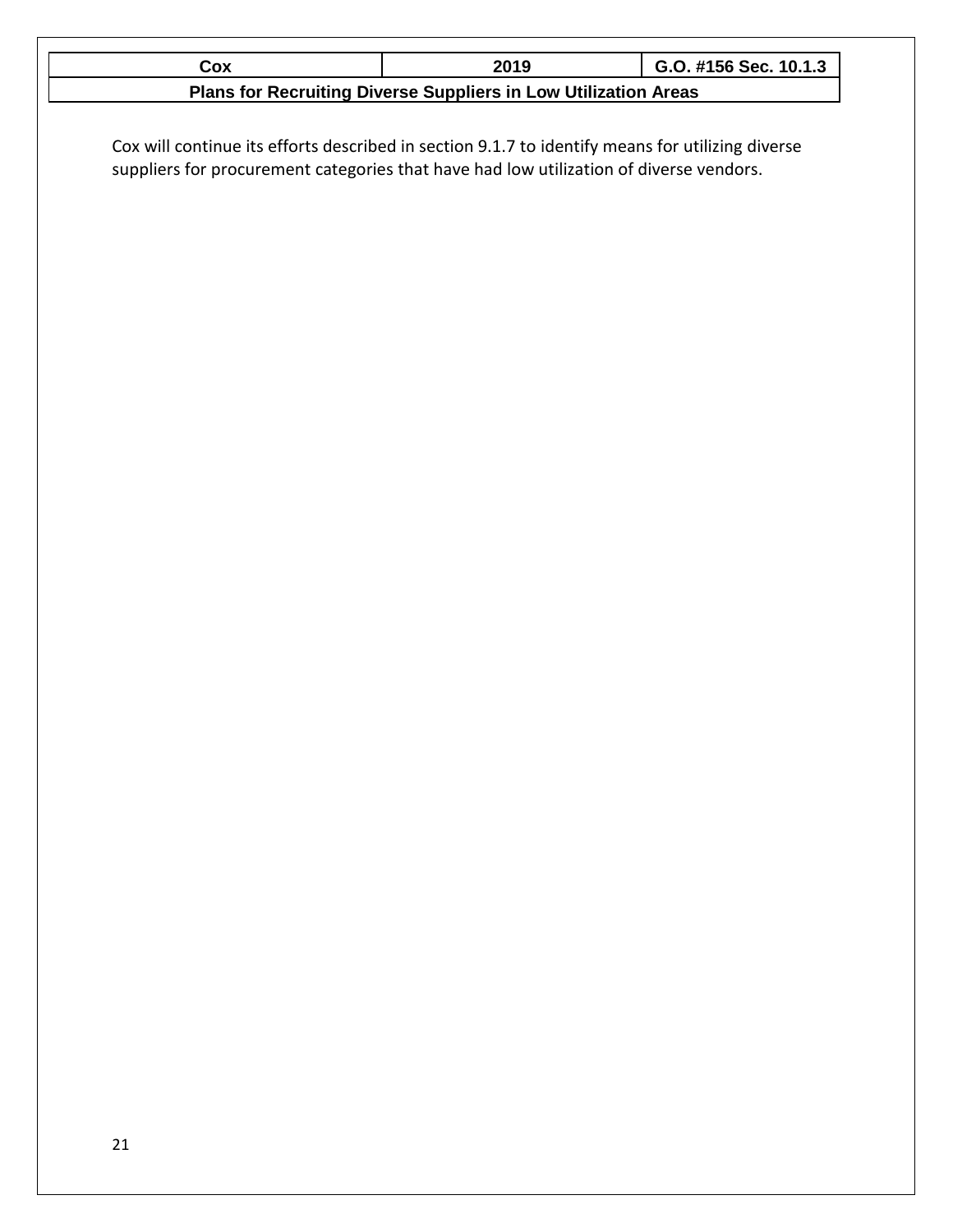| Cox | 2019 | G.O. #156 Sec. 10.1.3 |
|---|---|---|
| **Plans for Recruiting Diverse Suppliers in Low Utilization Areas** | | |

Cox will continue its efforts described in section 9.1.7 to identify means for utilizing diverse suppliers for procurement categories that have had low utilization of diverse vendors.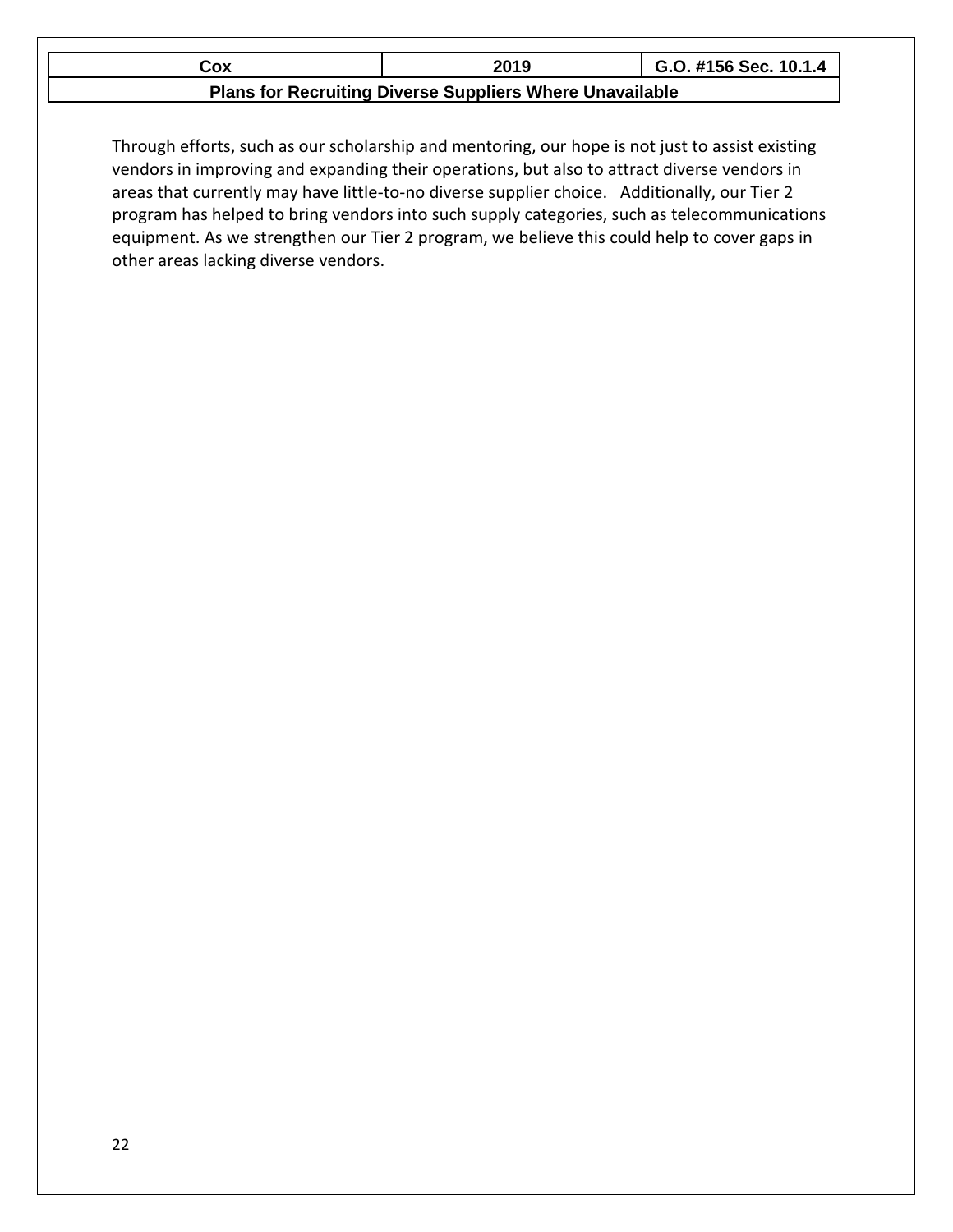| Cox | 2019 | G.O. #156 Sec. 10.1.4 |
| --- | --- | --- |
| Plans for Recruiting Diverse Suppliers Where Unavailable | | |

Through efforts, such as our scholarship and mentoring, our hope is not just to assist existing vendors in improving and expanding their operations, but also to attract diverse vendors in areas that currently may have little-to-no diverse supplier choice. Additionally, our Tier 2 program has helped to bring vendors into such supply categories, such as telecommunications equipment. As we strengthen our Tier 2 program, we believe this could help to cover gaps in other areas lacking diverse vendors.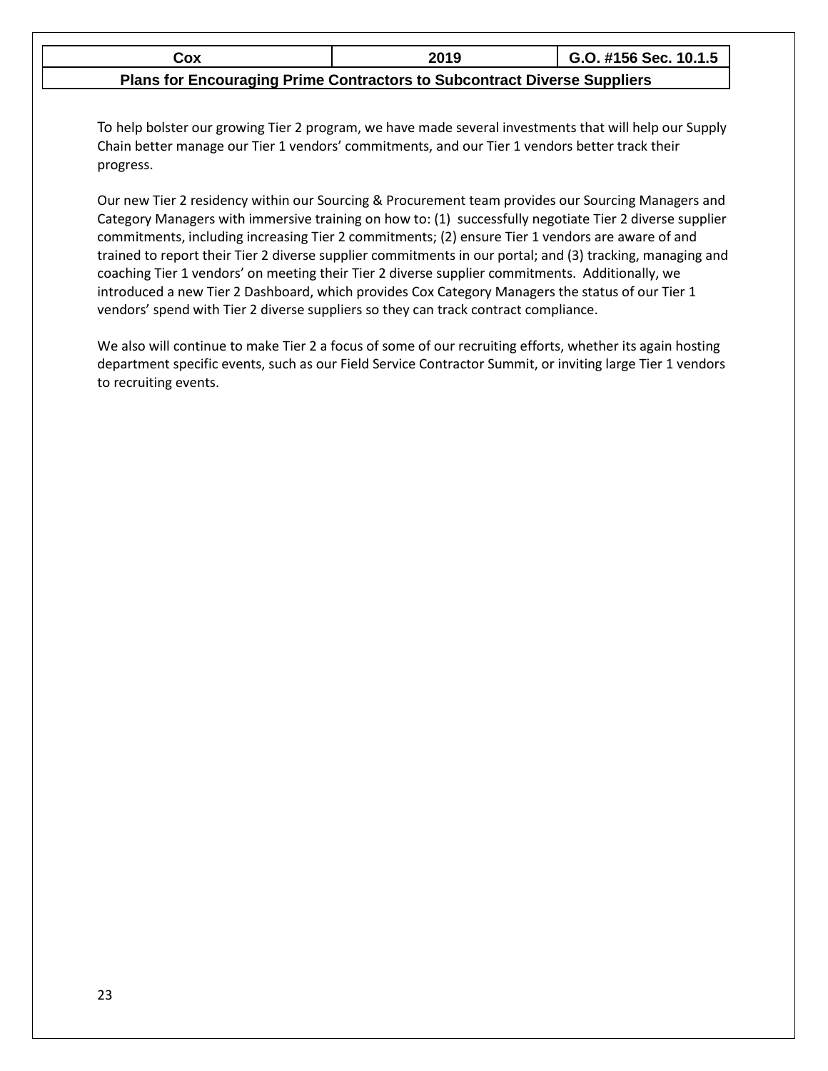| Cox | 2019 | G.O. #156 Sec. 10.1.5 |
|---|---|---|

**Plans for Encouraging Prime Contractors to Subcontract Diverse Suppliers**

To help bolster our growing Tier 2 program, we have made several investments that will help our Supply Chain better manage our Tier 1 vendors' commitments, and our Tier 1 vendors better track their progress.

Our new Tier 2 residency within our Sourcing & Procurement team provides our Sourcing Managers and Category Managers with immersive training on how to: (1) successfully negotiate Tier 2 diverse supplier commitments, including increasing Tier 2 commitments; (2) ensure Tier 1 vendors are aware of and trained to report their Tier 2 diverse supplier commitments in our portal; and (3) tracking, managing and coaching Tier 1 vendors' on meeting their Tier 2 diverse supplier commitments. Additionally, we introduced a new Tier 2 Dashboard, which provides Cox Category Managers the status of our Tier 1 vendors' spend with Tier 2 diverse suppliers so they can track contract compliance.

We also will continue to make Tier 2 a focus of some of our recruiting efforts, whether its again hosting department specific events, such as our Field Service Contractor Summit, or inviting large Tier 1 vendors to recruiting events.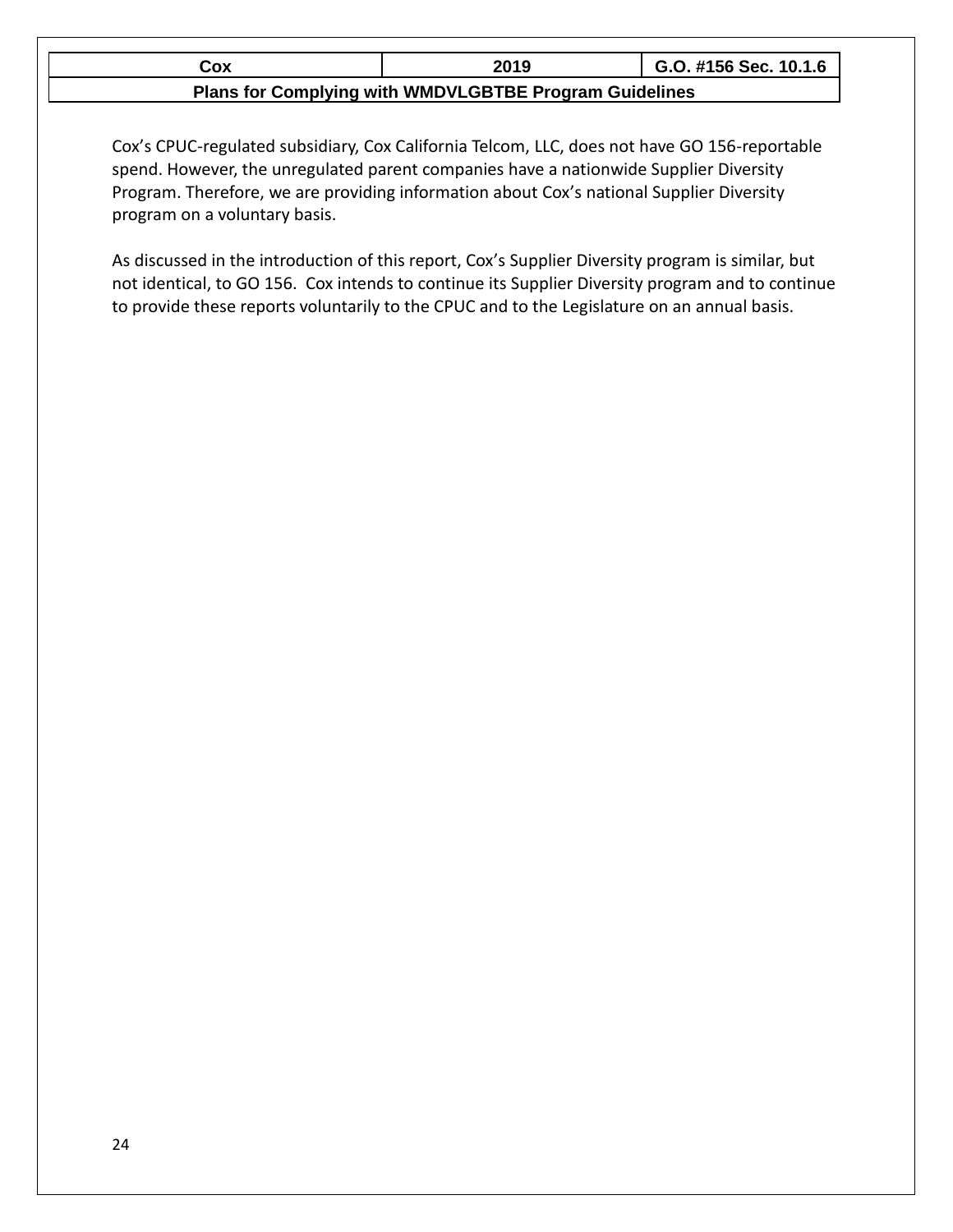| Cox | 2019 | G.O. #156 Sec. 10.1.6 |
|---|---|---|
| **Plans for Complying with WMDVLGBTBE Program Guidelines** | | |

Cox's CPUC-regulated subsidiary, Cox California Telcom, LLC, does not have GO 156-reportable spend. However, the unregulated parent companies have a nationwide Supplier Diversity Program. Therefore, we are providing information about Cox's national Supplier Diversity program on a voluntary basis.

As discussed in the introduction of this report, Cox's Supplier Diversity program is similar, but not identical, to GO 156. Cox intends to continue its Supplier Diversity program and to continue to provide these reports voluntarily to the CPUC and to the Legislature on an annual basis.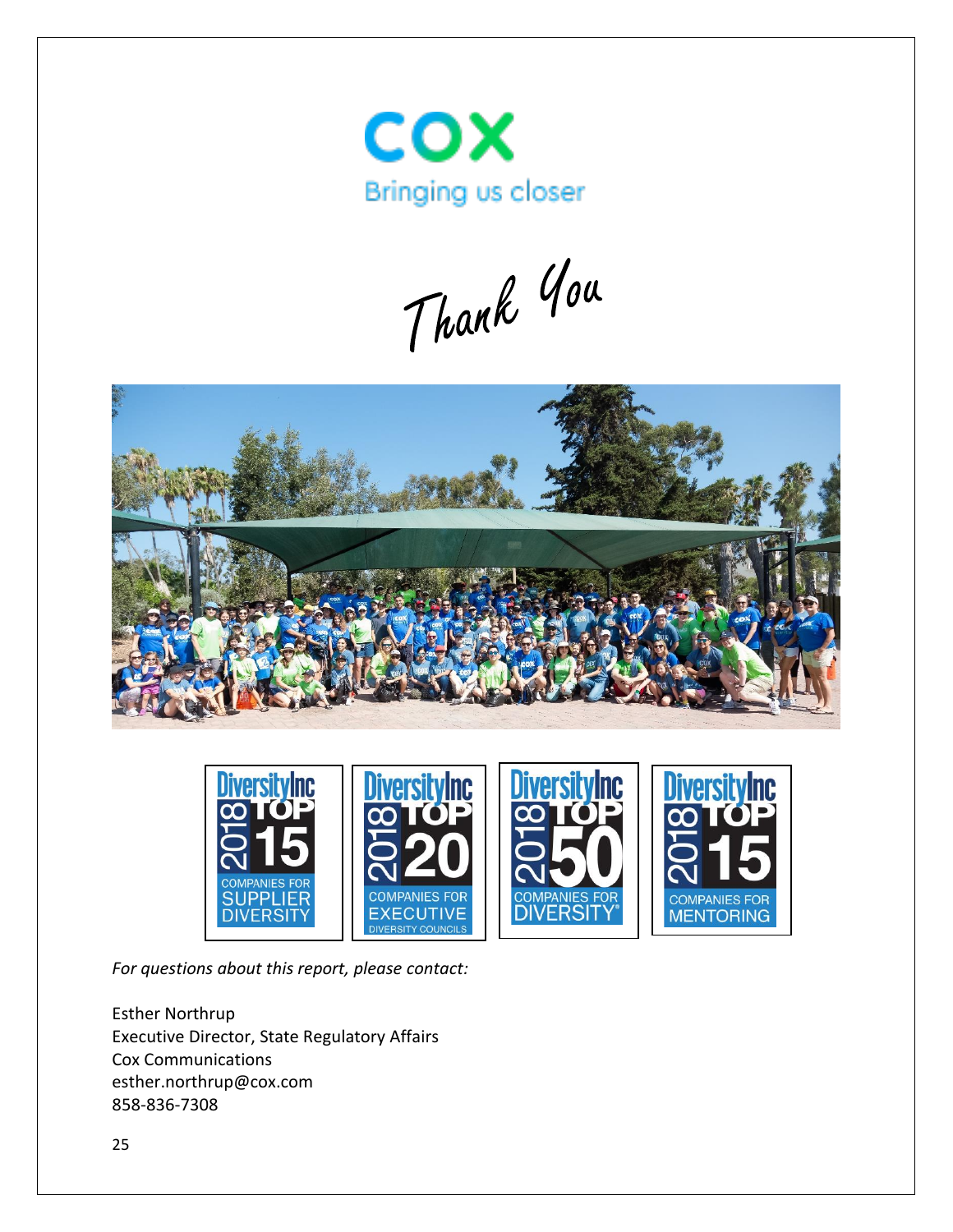COX

Bringing us closer

Thank You

DiversityInc 2018 TOP 15 COMPANIES FOR SUPPLIER DIVERSITY

DiversityInc 2018 TOP 20 COMPANIES FOR EXECUTIVE DIVERSITY COUNCILS

DiversityInc 2018 TOP 50 COMPANIES FOR DIVERSITY®

DiversityInc 2018 TOP 15 COMPANIES FOR MENTORING

*For questions about this report, please contact:*

Esther Northrup
Executive Director, State Regulatory Affairs
Cox Communications
esther.northrup@cox.com
858-836-7308